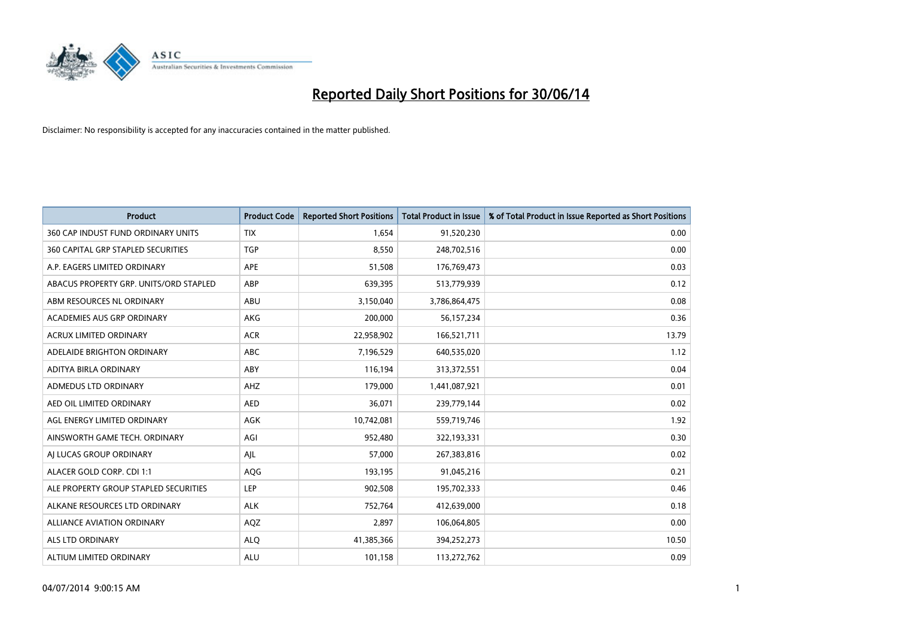# Reported Daily Short Positions for 30/06/14

Disclaimer: No responsibility is accepted for any inaccuracies contained in the matter published.

| Product | Product Code | Reported Short Positions | Total Product in Issue | % of Total Product in Issue Reported as Short Positions |
|---|---|---|---|---|
| 360 CAP INDUST FUND ORDINARY UNITS | TIX | 1,654 | 91,520,230 | 0.00 |
| 360 CAPITAL GRP STAPLED SECURITIES | TGP | 8,550 | 248,702,516 | 0.00 |
| A.P. EAGERS LIMITED ORDINARY | APE | 51,508 | 176,769,473 | 0.03 |
| ABACUS PROPERTY GRP. UNITS/ORD STAPLED | ABP | 639,395 | 513,779,939 | 0.12 |
| ABM RESOURCES NL ORDINARY | ABU | 3,150,040 | 3,786,864,475 | 0.08 |
| ACADEMIES AUS GRP ORDINARY | AKG | 200,000 | 56,157,234 | 0.36 |
| ACRUX LIMITED ORDINARY | ACR | 22,958,902 | 166,521,711 | 13.79 |
| ADELAIDE BRIGHTON ORDINARY | ABC | 7,196,529 | 640,535,020 | 1.12 |
| ADITYA BIRLA ORDINARY | ABY | 116,194 | 313,372,551 | 0.04 |
| ADMEDUS LTD ORDINARY | AHZ | 179,000 | 1,441,087,921 | 0.01 |
| AED OIL LIMITED ORDINARY | AED | 36,071 | 239,779,144 | 0.02 |
| AGL ENERGY LIMITED ORDINARY | AGK | 10,742,081 | 559,719,746 | 1.92 |
| AINSWORTH GAME TECH. ORDINARY | AGI | 952,480 | 322,193,331 | 0.30 |
| AJ LUCAS GROUP ORDINARY | AJL | 57,000 | 267,383,816 | 0.02 |
| ALACER GOLD CORP. CDI 1:1 | AQG | 193,195 | 91,045,216 | 0.21 |
| ALE PROPERTY GROUP STAPLED SECURITIES | LEP | 902,508 | 195,702,333 | 0.46 |
| ALKANE RESOURCES LTD ORDINARY | ALK | 752,764 | 412,639,000 | 0.18 |
| ALLIANCE AVIATION ORDINARY | AQZ | 2,897 | 106,064,805 | 0.00 |
| ALS LTD ORDINARY | ALQ | 41,385,366 | 394,252,273 | 10.50 |
| ALTIUM LIMITED ORDINARY | ALU | 101,158 | 113,272,762 | 0.09 |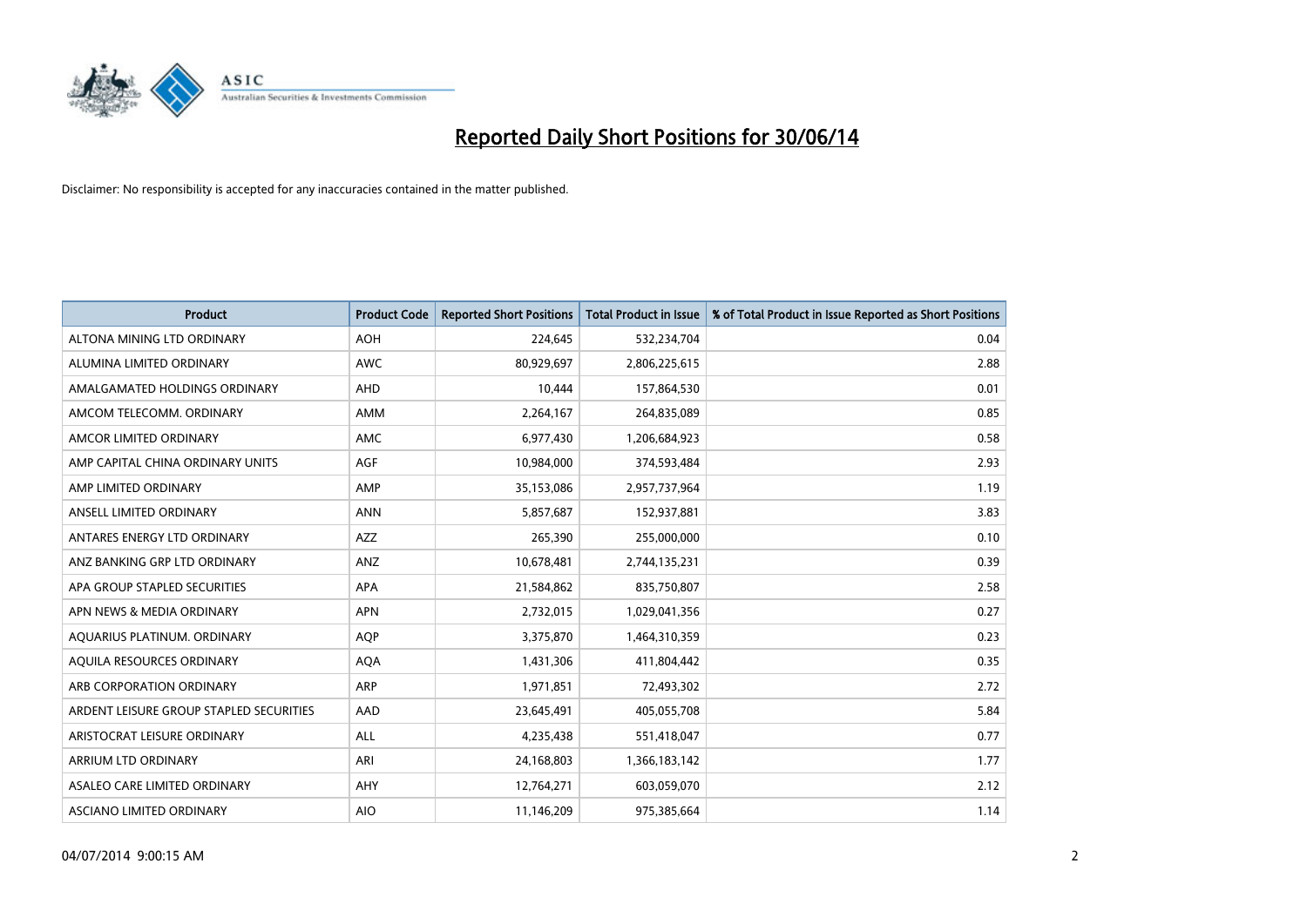# Reported Daily Short Positions for 30/06/14

Disclaimer: No responsibility is accepted for any inaccuracies contained in the matter published.

| Product | Product Code | Reported Short Positions | Total Product in Issue | % of Total Product in Issue Reported as Short Positions |
|---|---|---|---|---|
| ALTONA MINING LTD ORDINARY | AOH | 224,645 | 532,234,704 | 0.04 |
| ALUMINA LIMITED ORDINARY | AWC | 80,929,697 | 2,806,225,615 | 2.88 |
| AMALGAMATED HOLDINGS ORDINARY | AHD | 10,444 | 157,864,530 | 0.01 |
| AMCOM TELECOMM. ORDINARY | AMM | 2,264,167 | 264,835,089 | 0.85 |
| AMCOR LIMITED ORDINARY | AMC | 6,977,430 | 1,206,684,923 | 0.58 |
| AMP CAPITAL CHINA ORDINARY UNITS | AGF | 10,984,000 | 374,593,484 | 2.93 |
| AMP LIMITED ORDINARY | AMP | 35,153,086 | 2,957,737,964 | 1.19 |
| ANSELL LIMITED ORDINARY | ANN | 5,857,687 | 152,937,881 | 3.83 |
| ANTARES ENERGY LTD ORDINARY | AZZ | 265,390 | 255,000,000 | 0.10 |
| ANZ BANKING GRP LTD ORDINARY | ANZ | 10,678,481 | 2,744,135,231 | 0.39 |
| APA GROUP STAPLED SECURITIES | APA | 21,584,862 | 835,750,807 | 2.58 |
| APN NEWS & MEDIA ORDINARY | APN | 2,732,015 | 1,029,041,356 | 0.27 |
| AQUARIUS PLATINUM. ORDINARY | AQP | 3,375,870 | 1,464,310,359 | 0.23 |
| AQUILA RESOURCES ORDINARY | AQA | 1,431,306 | 411,804,442 | 0.35 |
| ARB CORPORATION ORDINARY | ARP | 1,971,851 | 72,493,302 | 2.72 |
| ARDENT LEISURE GROUP STAPLED SECURITIES | AAD | 23,645,491 | 405,055,708 | 5.84 |
| ARISTOCRAT LEISURE ORDINARY | ALL | 4,235,438 | 551,418,047 | 0.77 |
| ARRIUM LTD ORDINARY | ARI | 24,168,803 | 1,366,183,142 | 1.77 |
| ASALEO CARE LIMITED ORDINARY | AHY | 12,764,271 | 603,059,070 | 2.12 |
| ASCIANO LIMITED ORDINARY | AIO | 11,146,209 | 975,385,664 | 1.14 |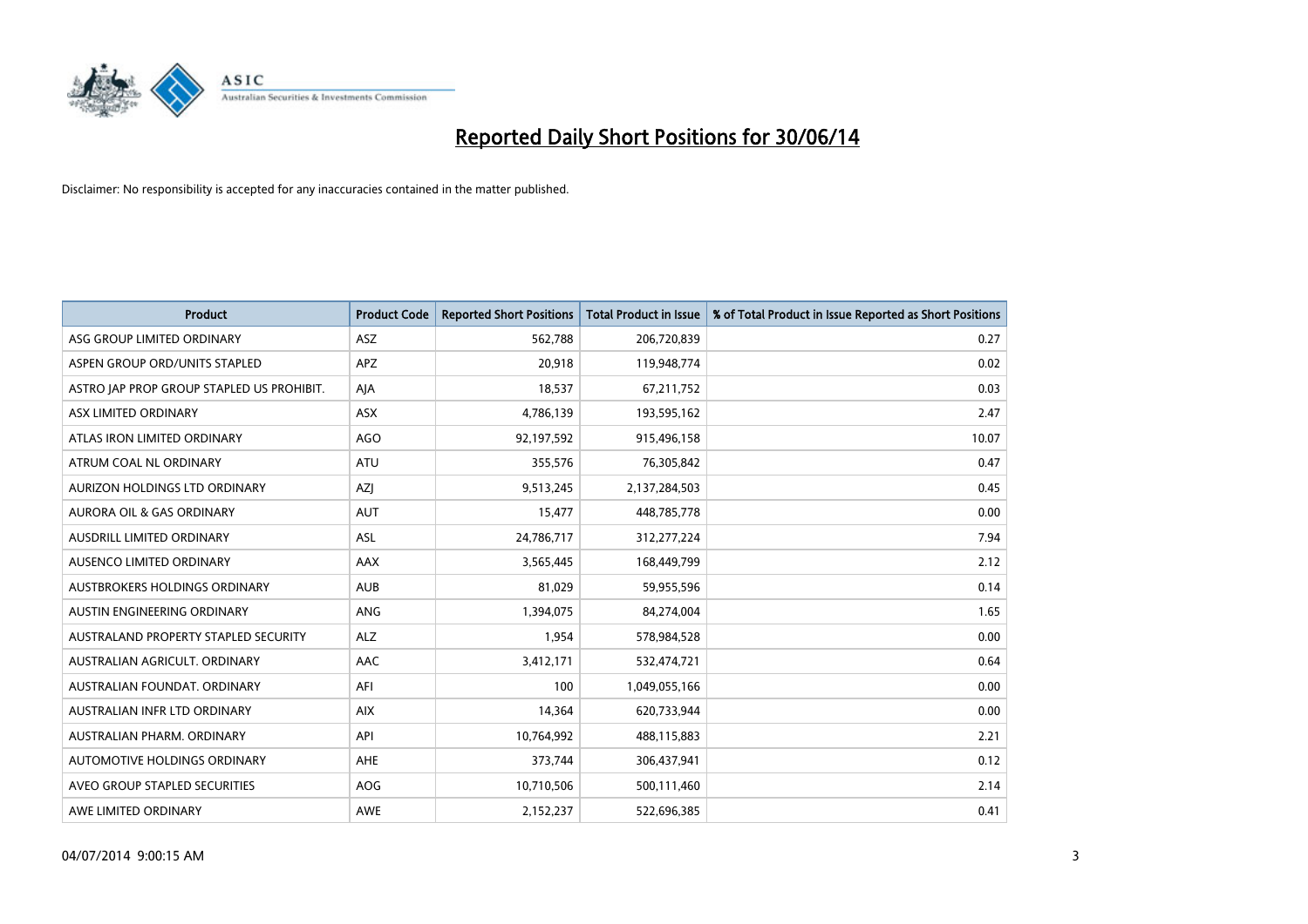# Reported Daily Short Positions for 30/06/14

Disclaimer: No responsibility is accepted for any inaccuracies contained in the matter published.

| Product | Product Code | Reported Short Positions | Total Product in Issue | % of Total Product in Issue Reported as Short Positions |
|---|---|---|---|---|
| ASG GROUP LIMITED ORDINARY | ASZ | 562,788 | 206,720,839 | 0.27 |
| ASPEN GROUP ORD/UNITS STAPLED | APZ | 20,918 | 119,948,774 | 0.02 |
| ASTRO JAP PROP GROUP STAPLED US PROHIBIT. | AJA | 18,537 | 67,211,752 | 0.03 |
| ASX LIMITED ORDINARY | ASX | 4,786,139 | 193,595,162 | 2.47 |
| ATLAS IRON LIMITED ORDINARY | AGO | 92,197,592 | 915,496,158 | 10.07 |
| ATRUM COAL NL ORDINARY | ATU | 355,576 | 76,305,842 | 0.47 |
| AURIZON HOLDINGS LTD ORDINARY | AZJ | 9,513,245 | 2,137,284,503 | 0.45 |
| AURORA OIL & GAS ORDINARY | AUT | 15,477 | 448,785,778 | 0.00 |
| AUSDRILL LIMITED ORDINARY | ASL | 24,786,717 | 312,277,224 | 7.94 |
| AUSENCO LIMITED ORDINARY | AAX | 3,565,445 | 168,449,799 | 2.12 |
| AUSTBROKERS HOLDINGS ORDINARY | AUB | 81,029 | 59,955,596 | 0.14 |
| AUSTIN ENGINEERING ORDINARY | ANG | 1,394,075 | 84,274,004 | 1.65 |
| AUSTRALAND PROPERTY STAPLED SECURITY | ALZ | 1,954 | 578,984,528 | 0.00 |
| AUSTRALIAN AGRICULT. ORDINARY | AAC | 3,412,171 | 532,474,721 | 0.64 |
| AUSTRALIAN FOUNDAT. ORDINARY | AFI | 100 | 1,049,055,166 | 0.00 |
| AUSTRALIAN INFR LTD ORDINARY | AIX | 14,364 | 620,733,944 | 0.00 |
| AUSTRALIAN PHARM. ORDINARY | API | 10,764,992 | 488,115,883 | 2.21 |
| AUTOMOTIVE HOLDINGS ORDINARY | AHE | 373,744 | 306,437,941 | 0.12 |
| AVEO GROUP STAPLED SECURITIES | AOG | 10,710,506 | 500,111,460 | 2.14 |
| AWE LIMITED ORDINARY | AWE | 2,152,237 | 522,696,385 | 0.41 |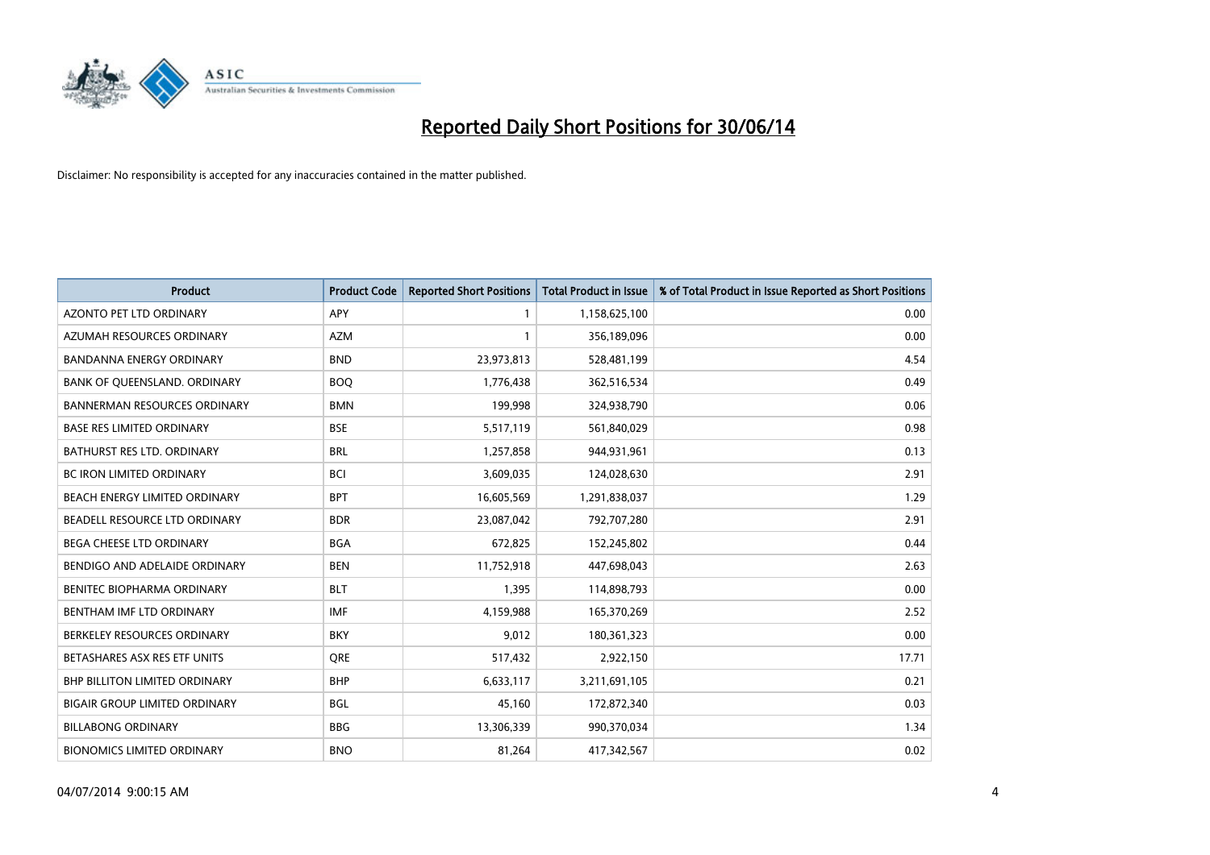# Reported Daily Short Positions for 30/06/14

Disclaimer: No responsibility is accepted for any inaccuracies contained in the matter published.

| Product | Product Code | Reported Short Positions | Total Product in Issue | % of Total Product in Issue Reported as Short Positions |
|---|---|---|---|---|
| AZONTO PET LTD ORDINARY | APY | 1 | 1,158,625,100 | 0.00 |
| AZUMAH RESOURCES ORDINARY | AZM | 1 | 356,189,096 | 0.00 |
| BANDANNA ENERGY ORDINARY | BND | 23,973,813 | 528,481,199 | 4.54 |
| BANK OF QUEENSLAND. ORDINARY | BOQ | 1,776,438 | 362,516,534 | 0.49 |
| BANNERMAN RESOURCES ORDINARY | BMN | 199,998 | 324,938,790 | 0.06 |
| BASE RES LIMITED ORDINARY | BSE | 5,517,119 | 561,840,029 | 0.98 |
| BATHURST RES LTD. ORDINARY | BRL | 1,257,858 | 944,931,961 | 0.13 |
| BC IRON LIMITED ORDINARY | BCI | 3,609,035 | 124,028,630 | 2.91 |
| BEACH ENERGY LIMITED ORDINARY | BPT | 16,605,569 | 1,291,838,037 | 1.29 |
| BEADELL RESOURCE LTD ORDINARY | BDR | 23,087,042 | 792,707,280 | 2.91 |
| BEGA CHEESE LTD ORDINARY | BGA | 672,825 | 152,245,802 | 0.44 |
| BENDIGO AND ADELAIDE ORDINARY | BEN | 11,752,918 | 447,698,043 | 2.63 |
| BENITEC BIOPHARMA ORDINARY | BLT | 1,395 | 114,898,793 | 0.00 |
| BENTHAM IMF LTD ORDINARY | IMF | 4,159,988 | 165,370,269 | 2.52 |
| BERKELEY RESOURCES ORDINARY | BKY | 9,012 | 180,361,323 | 0.00 |
| BETASHARES ASX RES ETF UNITS | QRE | 517,432 | 2,922,150 | 17.71 |
| BHP BILLITON LIMITED ORDINARY | BHP | 6,633,117 | 3,211,691,105 | 0.21 |
| BIGAIR GROUP LIMITED ORDINARY | BGL | 45,160 | 172,872,340 | 0.03 |
| BILLABONG ORDINARY | BBG | 13,306,339 | 990,370,034 | 1.34 |
| BIONOMICS LIMITED ORDINARY | BNO | 81,264 | 417,342,567 | 0.02 |

04/07/2014 9:00:15 AM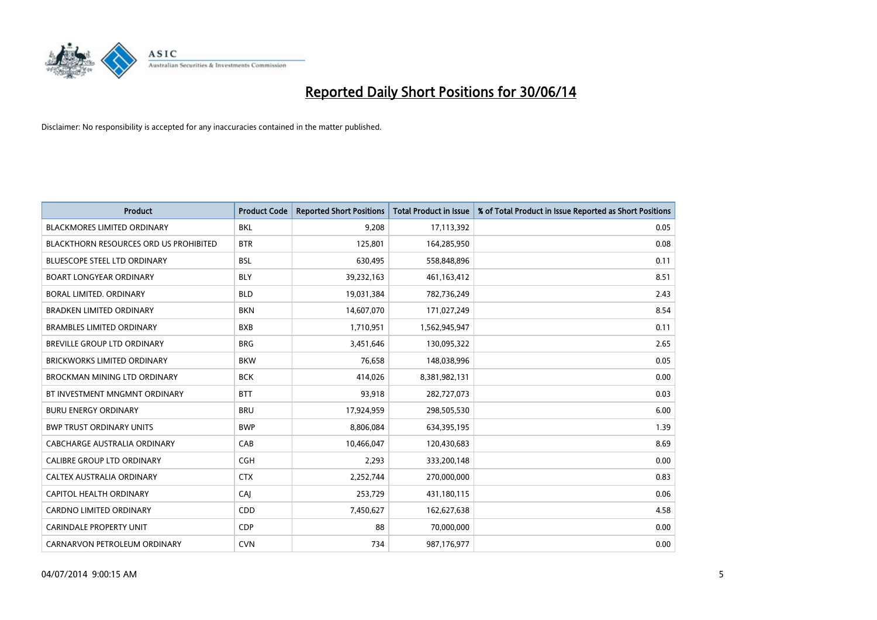# Reported Daily Short Positions for 30/06/14

Disclaimer: No responsibility is accepted for any inaccuracies contained in the matter published.

| Product | Product Code | Reported Short Positions | Total Product in Issue | % of Total Product in Issue Reported as Short Positions |
|---|---|---|---|---|
| BLACKMORES LIMITED ORDINARY | BKL | 9,208 | 17,113,392 | 0.05 |
| BLACKTHORN RESOURCES ORD US PROHIBITED | BTR | 125,801 | 164,285,950 | 0.08 |
| BLUESCOPE STEEL LTD ORDINARY | BSL | 630,495 | 558,848,896 | 0.11 |
| BOART LONGYEAR ORDINARY | BLY | 39,232,163 | 461,163,412 | 8.51 |
| BORAL LIMITED. ORDINARY | BLD | 19,031,384 | 782,736,249 | 2.43 |
| BRADKEN LIMITED ORDINARY | BKN | 14,607,070 | 171,027,249 | 8.54 |
| BRAMBLES LIMITED ORDINARY | BXB | 1,710,951 | 1,562,945,947 | 0.11 |
| BREVILLE GROUP LTD ORDINARY | BRG | 3,451,646 | 130,095,322 | 2.65 |
| BRICKWORKS LIMITED ORDINARY | BKW | 76,658 | 148,038,996 | 0.05 |
| BROCKMAN MINING LTD ORDINARY | BCK | 414,026 | 8,381,982,131 | 0.00 |
| BT INVESTMENT MNGMNT ORDINARY | BTT | 93,918 | 282,727,073 | 0.03 |
| BURU ENERGY ORDINARY | BRU | 17,924,959 | 298,505,530 | 6.00 |
| BWP TRUST ORDINARY UNITS | BWP | 8,806,084 | 634,395,195 | 1.39 |
| CABCHARGE AUSTRALIA ORDINARY | CAB | 10,466,047 | 120,430,683 | 8.69 |
| CALIBRE GROUP LTD ORDINARY | CGH | 2,293 | 333,200,148 | 0.00 |
| CALTEX AUSTRALIA ORDINARY | CTX | 2,252,744 | 270,000,000 | 0.83 |
| CAPITOL HEALTH ORDINARY | CAJ | 253,729 | 431,180,115 | 0.06 |
| CARDNO LIMITED ORDINARY | CDD | 7,450,627 | 162,627,638 | 4.58 |
| CARINDALE PROPERTY UNIT | CDP | 88 | 70,000,000 | 0.00 |
| CARNARVON PETROLEUM ORDINARY | CVN | 734 | 987,176,977 | 0.00 |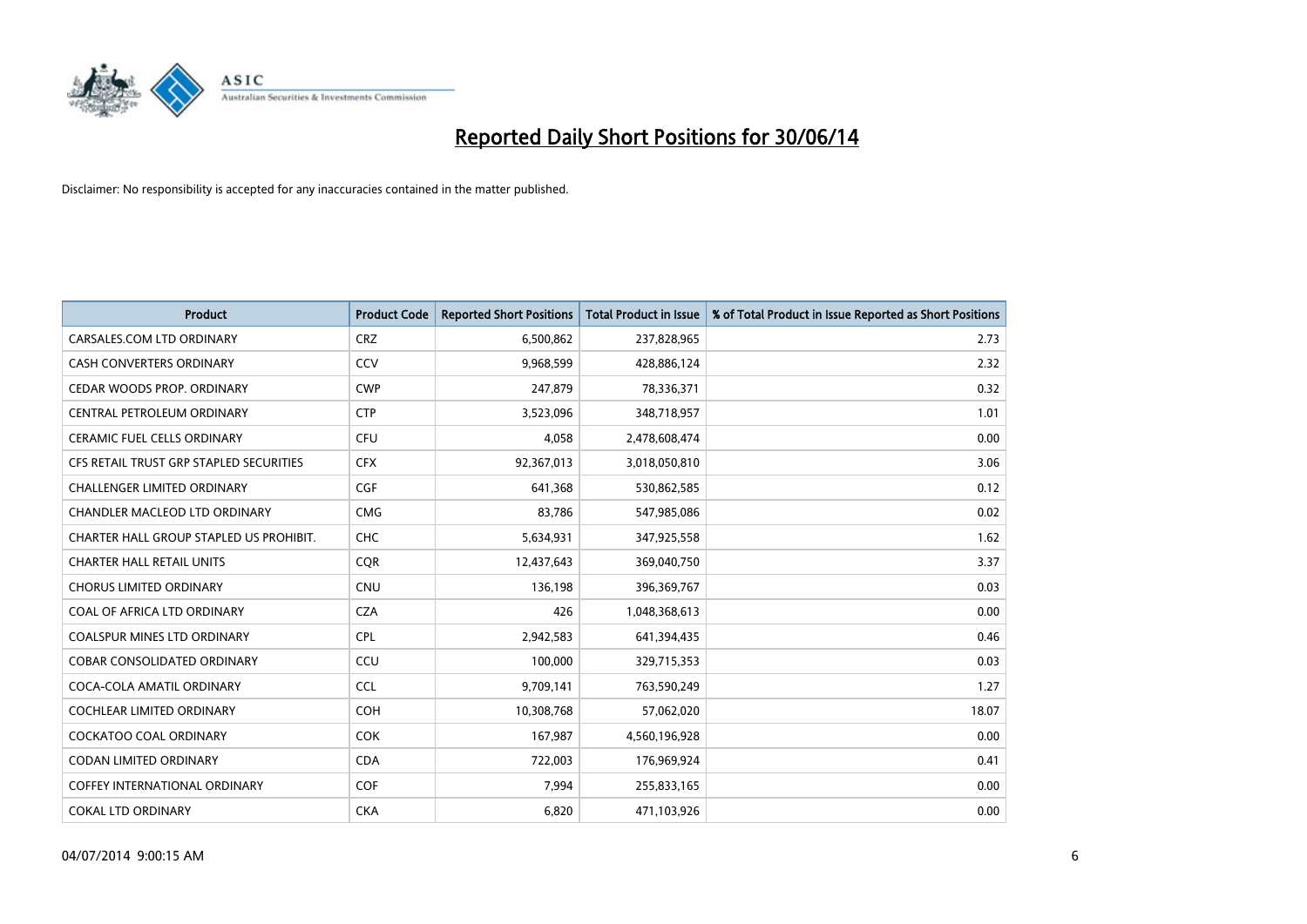# Reported Daily Short Positions for 30/06/14

Disclaimer: No responsibility is accepted for any inaccuracies contained in the matter published.

| Product | Product Code | Reported Short Positions | Total Product in Issue | % of Total Product in Issue Reported as Short Positions |
|---|---|---|---|---|
| CARSALES.COM LTD ORDINARY | CRZ | 6,500,862 | 237,828,965 | 2.73 |
| CASH CONVERTERS ORDINARY | CCV | 9,968,599 | 428,886,124 | 2.32 |
| CEDAR WOODS PROP. ORDINARY | CWP | 247,879 | 78,336,371 | 0.32 |
| CENTRAL PETROLEUM ORDINARY | CTP | 3,523,096 | 348,718,957 | 1.01 |
| CERAMIC FUEL CELLS ORDINARY | CFU | 4,058 | 2,478,608,474 | 0.00 |
| CFS RETAIL TRUST GRP STAPLED SECURITIES | CFX | 92,367,013 | 3,018,050,810 | 3.06 |
| CHALLENGER LIMITED ORDINARY | CGF | 641,368 | 530,862,585 | 0.12 |
| CHANDLER MACLEOD LTD ORDINARY | CMG | 83,786 | 547,985,086 | 0.02 |
| CHARTER HALL GROUP STAPLED US PROHIBIT. | CHC | 5,634,931 | 347,925,558 | 1.62 |
| CHARTER HALL RETAIL UNITS | CQR | 12,437,643 | 369,040,750 | 3.37 |
| CHORUS LIMITED ORDINARY | CNU | 136,198 | 396,369,767 | 0.03 |
| COAL OF AFRICA LTD ORDINARY | CZA | 426 | 1,048,368,613 | 0.00 |
| COALSPUR MINES LTD ORDINARY | CPL | 2,942,583 | 641,394,435 | 0.46 |
| COBAR CONSOLIDATED ORDINARY | CCU | 100,000 | 329,715,353 | 0.03 |
| COCA-COLA AMATIL ORDINARY | CCL | 9,709,141 | 763,590,249 | 1.27 |
| COCHLEAR LIMITED ORDINARY | COH | 10,308,768 | 57,062,020 | 18.07 |
| COCKATOO COAL ORDINARY | COK | 167,987 | 4,560,196,928 | 0.00 |
| CODAN LIMITED ORDINARY | CDA | 722,003 | 176,969,924 | 0.41 |
| COFFEY INTERNATIONAL ORDINARY | COF | 7,994 | 255,833,165 | 0.00 |
| COKAL LTD ORDINARY | CKA | 6,820 | 471,103,926 | 0.00 |

04/07/2014 9:00:15 AM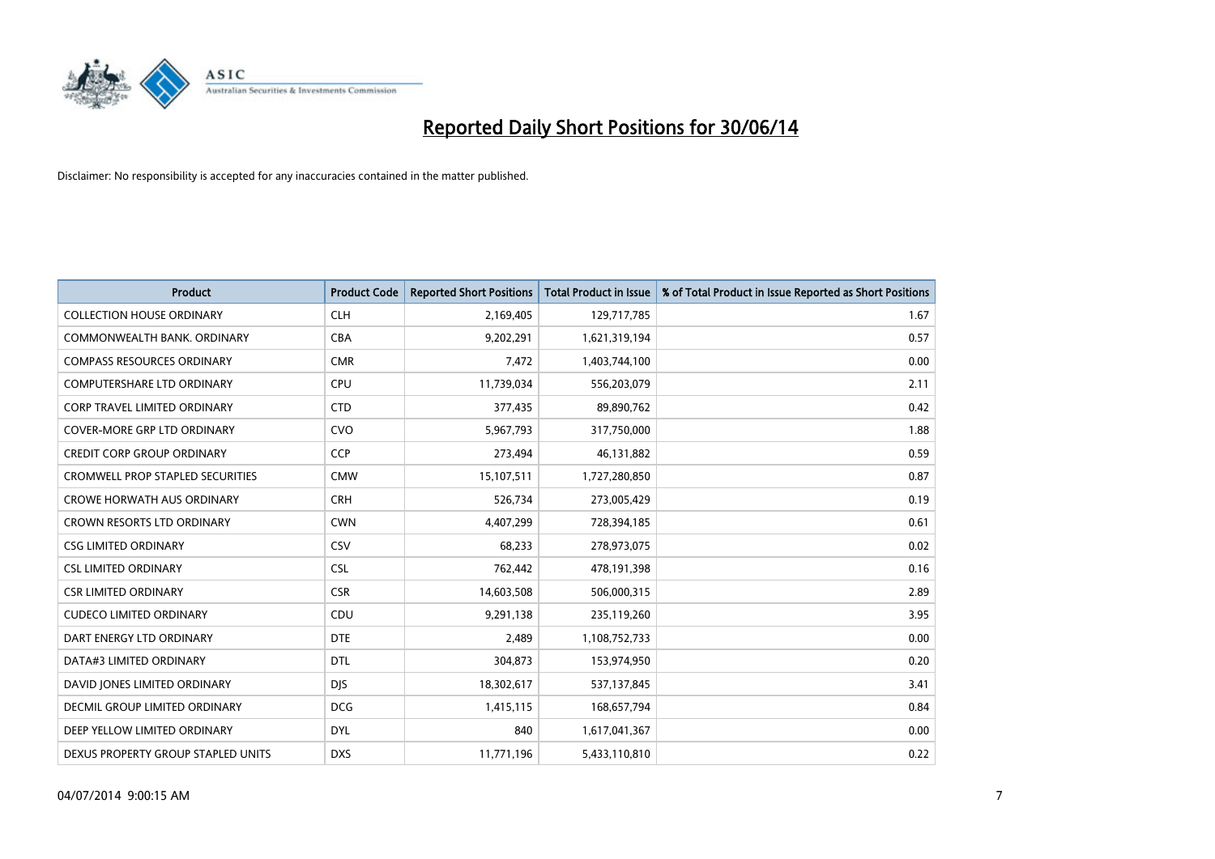# Reported Daily Short Positions for 30/06/14

Disclaimer: No responsibility is accepted for any inaccuracies contained in the matter published.

| Product | Product Code | Reported Short Positions | Total Product in Issue | % of Total Product in Issue Reported as Short Positions |
|---|---|---|---|---|
| COLLECTION HOUSE ORDINARY | CLH | 2,169,405 | 129,717,785 | 1.67 |
| COMMONWEALTH BANK. ORDINARY | CBA | 9,202,291 | 1,621,319,194 | 0.57 |
| COMPASS RESOURCES ORDINARY | CMR | 7,472 | 1,403,744,100 | 0.00 |
| COMPUTERSHARE LTD ORDINARY | CPU | 11,739,034 | 556,203,079 | 2.11 |
| CORP TRAVEL LIMITED ORDINARY | CTD | 377,435 | 89,890,762 | 0.42 |
| COVER-MORE GRP LTD ORDINARY | CVO | 5,967,793 | 317,750,000 | 1.88 |
| CREDIT CORP GROUP ORDINARY | CCP | 273,494 | 46,131,882 | 0.59 |
| CROMWELL PROP STAPLED SECURITIES | CMW | 15,107,511 | 1,727,280,850 | 0.87 |
| CROWE HORWATH AUS ORDINARY | CRH | 526,734 | 273,005,429 | 0.19 |
| CROWN RESORTS LTD ORDINARY | CWN | 4,407,299 | 728,394,185 | 0.61 |
| CSG LIMITED ORDINARY | CSV | 68,233 | 278,973,075 | 0.02 |
| CSL LIMITED ORDINARY | CSL | 762,442 | 478,191,398 | 0.16 |
| CSR LIMITED ORDINARY | CSR | 14,603,508 | 506,000,315 | 2.89 |
| CUDECO LIMITED ORDINARY | CDU | 9,291,138 | 235,119,260 | 3.95 |
| DART ENERGY LTD ORDINARY | DTE | 2,489 | 1,108,752,733 | 0.00 |
| DATA#3 LIMITED ORDINARY | DTL | 304,873 | 153,974,950 | 0.20 |
| DAVID JONES LIMITED ORDINARY | DJS | 18,302,617 | 537,137,845 | 3.41 |
| DECMIL GROUP LIMITED ORDINARY | DCG | 1,415,115 | 168,657,794 | 0.84 |
| DEEP YELLOW LIMITED ORDINARY | DYL | 840 | 1,617,041,367 | 0.00 |
| DEXUS PROPERTY GROUP STAPLED UNITS | DXS | 11,771,196 | 5,433,110,810 | 0.22 |

04/07/2014 9:00:15 AM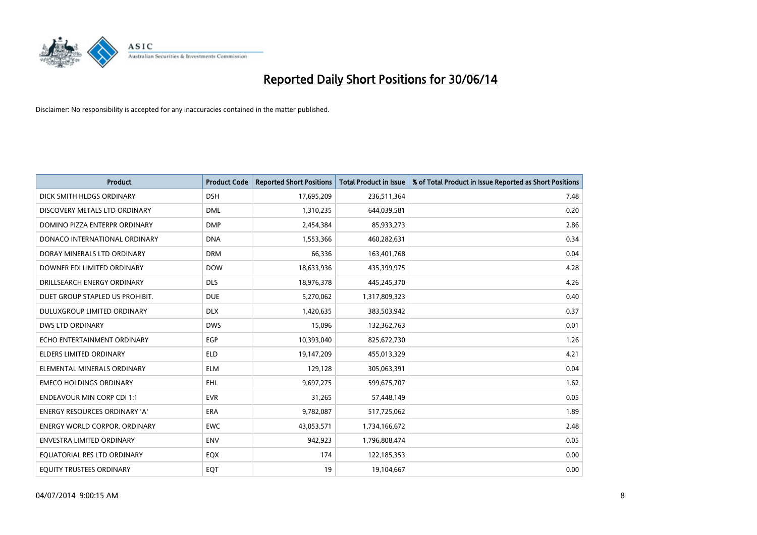# Reported Daily Short Positions for 30/06/14

Disclaimer: No responsibility is accepted for any inaccuracies contained in the matter published.

| Product | Product Code | Reported Short Positions | Total Product in Issue | % of Total Product in Issue Reported as Short Positions |
|---|---|---|---|---|
| DICK SMITH HLDGS ORDINARY | DSH | 17,695,209 | 236,511,364 | 7.48 |
| DISCOVERY METALS LTD ORDINARY | DML | 1,310,235 | 644,039,581 | 0.20 |
| DOMINO PIZZA ENTERPR ORDINARY | DMP | 2,454,384 | 85,933,273 | 2.86 |
| DONACO INTERNATIONAL ORDINARY | DNA | 1,553,366 | 460,282,631 | 0.34 |
| DORAY MINERALS LTD ORDINARY | DRM | 66,336 | 163,401,768 | 0.04 |
| DOWNER EDI LIMITED ORDINARY | DOW | 18,633,936 | 435,399,975 | 4.28 |
| DRILLSEARCH ENERGY ORDINARY | DLS | 18,976,378 | 445,245,370 | 4.26 |
| DUET GROUP STAPLED US PROHIBIT. | DUE | 5,270,062 | 1,317,809,323 | 0.40 |
| DULUXGROUP LIMITED ORDINARY | DLX | 1,420,635 | 383,503,942 | 0.37 |
| DWS LTD ORDINARY | DWS | 15,096 | 132,362,763 | 0.01 |
| ECHO ENTERTAINMENT ORDINARY | EGP | 10,393,040 | 825,672,730 | 1.26 |
| ELDERS LIMITED ORDINARY | ELD | 19,147,209 | 455,013,329 | 4.21 |
| ELEMENTAL MINERALS ORDINARY | ELM | 129,128 | 305,063,391 | 0.04 |
| EMECO HOLDINGS ORDINARY | EHL | 9,697,275 | 599,675,707 | 1.62 |
| ENDEAVOUR MIN CORP CDI 1:1 | EVR | 31,265 | 57,448,149 | 0.05 |
| ENERGY RESOURCES ORDINARY 'A' | ERA | 9,782,087 | 517,725,062 | 1.89 |
| ENERGY WORLD CORPOR. ORDINARY | EWC | 43,053,571 | 1,734,166,672 | 2.48 |
| ENVESTRA LIMITED ORDINARY | ENV | 942,923 | 1,796,808,474 | 0.05 |
| EQUATORIAL RES LTD ORDINARY | EQX | 174 | 122,185,353 | 0.00 |
| EQUITY TRUSTEES ORDINARY | EQT | 19 | 19,104,667 | 0.00 |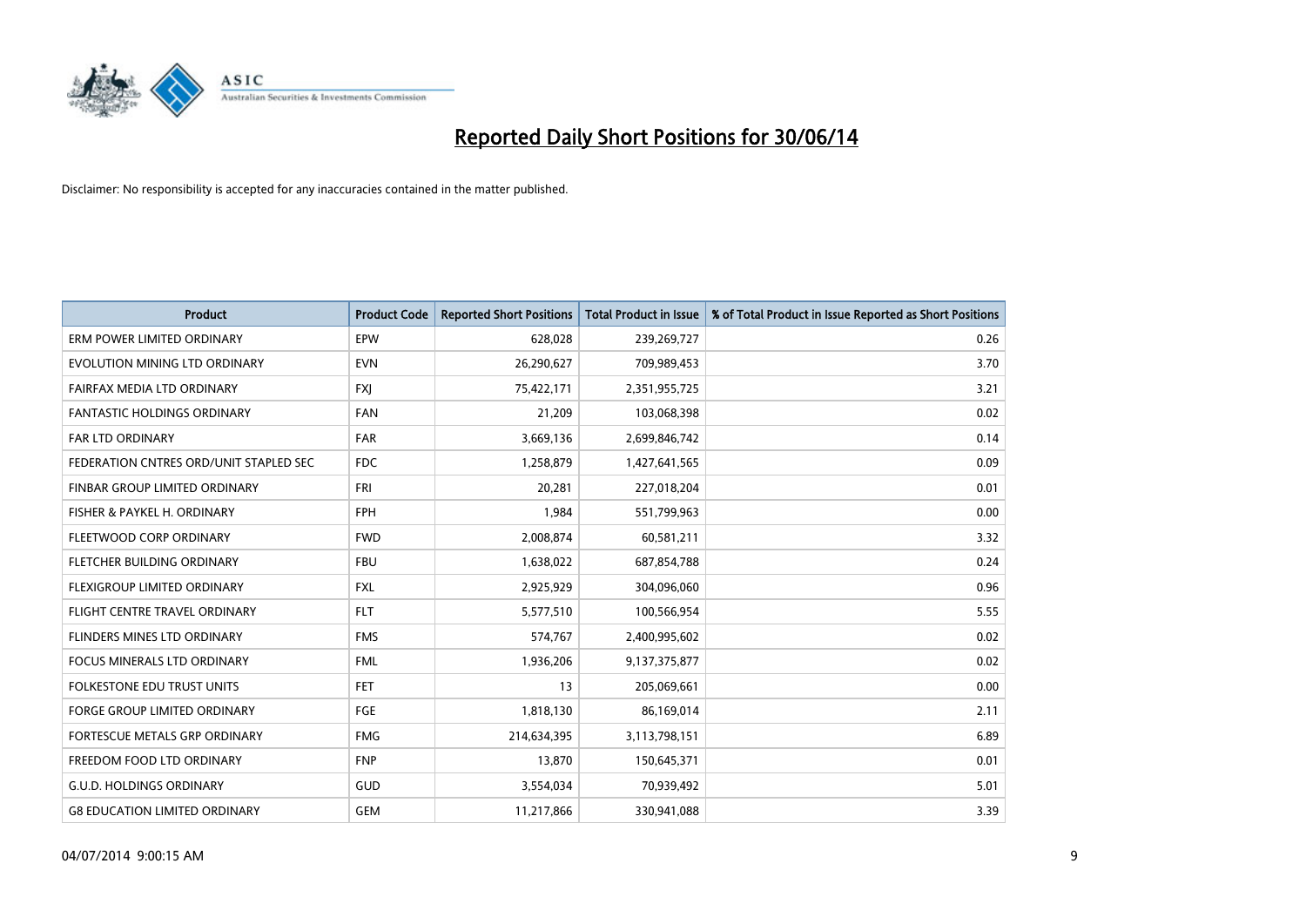# Reported Daily Short Positions for 30/06/14

Disclaimer: No responsibility is accepted for any inaccuracies contained in the matter published.

| Product | Product Code | Reported Short Positions | Total Product in Issue | % of Total Product in Issue Reported as Short Positions |
|---|---|---|---|---|
| ERM POWER LIMITED ORDINARY | EPW | 628,028 | 239,269,727 | 0.26 |
| EVOLUTION MINING LTD ORDINARY | EVN | 26,290,627 | 709,989,453 | 3.70 |
| FAIRFAX MEDIA LTD ORDINARY | FXJ | 75,422,171 | 2,351,955,725 | 3.21 |
| FANTASTIC HOLDINGS ORDINARY | FAN | 21,209 | 103,068,398 | 0.02 |
| FAR LTD ORDINARY | FAR | 3,669,136 | 2,699,846,742 | 0.14 |
| FEDERATION CNTRES ORD/UNIT STAPLED SEC | FDC | 1,258,879 | 1,427,641,565 | 0.09 |
| FINBAR GROUP LIMITED ORDINARY | FRI | 20,281 | 227,018,204 | 0.01 |
| FISHER & PAYKEL H. ORDINARY | FPH | 1,984 | 551,799,963 | 0.00 |
| FLEETWOOD CORP ORDINARY | FWD | 2,008,874 | 60,581,211 | 3.32 |
| FLETCHER BUILDING ORDINARY | FBU | 1,638,022 | 687,854,788 | 0.24 |
| FLEXIGROUP LIMITED ORDINARY | FXL | 2,925,929 | 304,096,060 | 0.96 |
| FLIGHT CENTRE TRAVEL ORDINARY | FLT | 5,577,510 | 100,566,954 | 5.55 |
| FLINDERS MINES LTD ORDINARY | FMS | 574,767 | 2,400,995,602 | 0.02 |
| FOCUS MINERALS LTD ORDINARY | FML | 1,936,206 | 9,137,375,877 | 0.02 |
| FOLKESTONE EDU TRUST UNITS | FET | 13 | 205,069,661 | 0.00 |
| FORGE GROUP LIMITED ORDINARY | FGE | 1,818,130 | 86,169,014 | 2.11 |
| FORTESCUE METALS GRP ORDINARY | FMG | 214,634,395 | 3,113,798,151 | 6.89 |
| FREEDOM FOOD LTD ORDINARY | FNP | 13,870 | 150,645,371 | 0.01 |
| G.U.D. HOLDINGS ORDINARY | GUD | 3,554,034 | 70,939,492 | 5.01 |
| G8 EDUCATION LIMITED ORDINARY | GEM | 11,217,866 | 330,941,088 | 3.39 |

04/07/2014 9:00:15 AM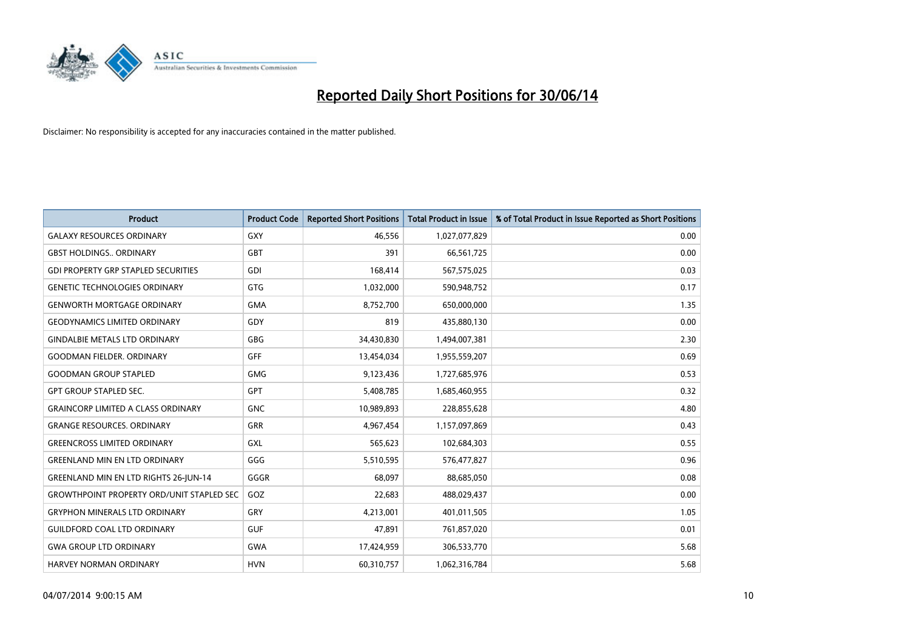# Reported Daily Short Positions for 30/06/14

Disclaimer: No responsibility is accepted for any inaccuracies contained in the matter published.

| Product | Product Code | Reported Short Positions | Total Product in Issue | % of Total Product in Issue Reported as Short Positions |
|---|---|---|---|---|
| GALAXY RESOURCES ORDINARY | GXY | 46,556 | 1,027,077,829 | 0.00 |
| GBST HOLDINGS.. ORDINARY | GBT | 391 | 66,561,725 | 0.00 |
| GDI PROPERTY GRP STAPLED SECURITIES | GDI | 168,414 | 567,575,025 | 0.03 |
| GENETIC TECHNOLOGIES ORDINARY | GTG | 1,032,000 | 590,948,752 | 0.17 |
| GENWORTH MORTGAGE ORDINARY | GMA | 8,752,700 | 650,000,000 | 1.35 |
| GEODYNAMICS LIMITED ORDINARY | GDY | 819 | 435,880,130 | 0.00 |
| GINDALBIE METALS LTD ORDINARY | GBG | 34,430,830 | 1,494,007,381 | 2.30 |
| GOODMAN FIELDER. ORDINARY | GFF | 13,454,034 | 1,955,559,207 | 0.69 |
| GOODMAN GROUP STAPLED | GMG | 9,123,436 | 1,727,685,976 | 0.53 |
| GPT GROUP STAPLED SEC. | GPT | 5,408,785 | 1,685,460,955 | 0.32 |
| GRAINCORP LIMITED A CLASS ORDINARY | GNC | 10,989,893 | 228,855,628 | 4.80 |
| GRANGE RESOURCES. ORDINARY | GRR | 4,967,454 | 1,157,097,869 | 0.43 |
| GREENCROSS LIMITED ORDINARY | GXL | 565,623 | 102,684,303 | 0.55 |
| GREENLAND MIN EN LTD ORDINARY | GGG | 5,510,595 | 576,477,827 | 0.96 |
| GREENLAND MIN EN LTD RIGHTS 26-JUN-14 | GGGR | 68,097 | 88,685,050 | 0.08 |
| GROWTHPOINT PROPERTY ORD/UNIT STAPLED SEC | GOZ | 22,683 | 488,029,437 | 0.00 |
| GRYPHON MINERALS LTD ORDINARY | GRY | 4,213,001 | 401,011,505 | 1.05 |
| GUILDFORD COAL LTD ORDINARY | GUF | 47,891 | 761,857,020 | 0.01 |
| GWA GROUP LTD ORDINARY | GWA | 17,424,959 | 306,533,770 | 5.68 |
| HARVEY NORMAN ORDINARY | HVN | 60,310,757 | 1,062,316,784 | 5.68 |

04/07/2014 9:00:15 AM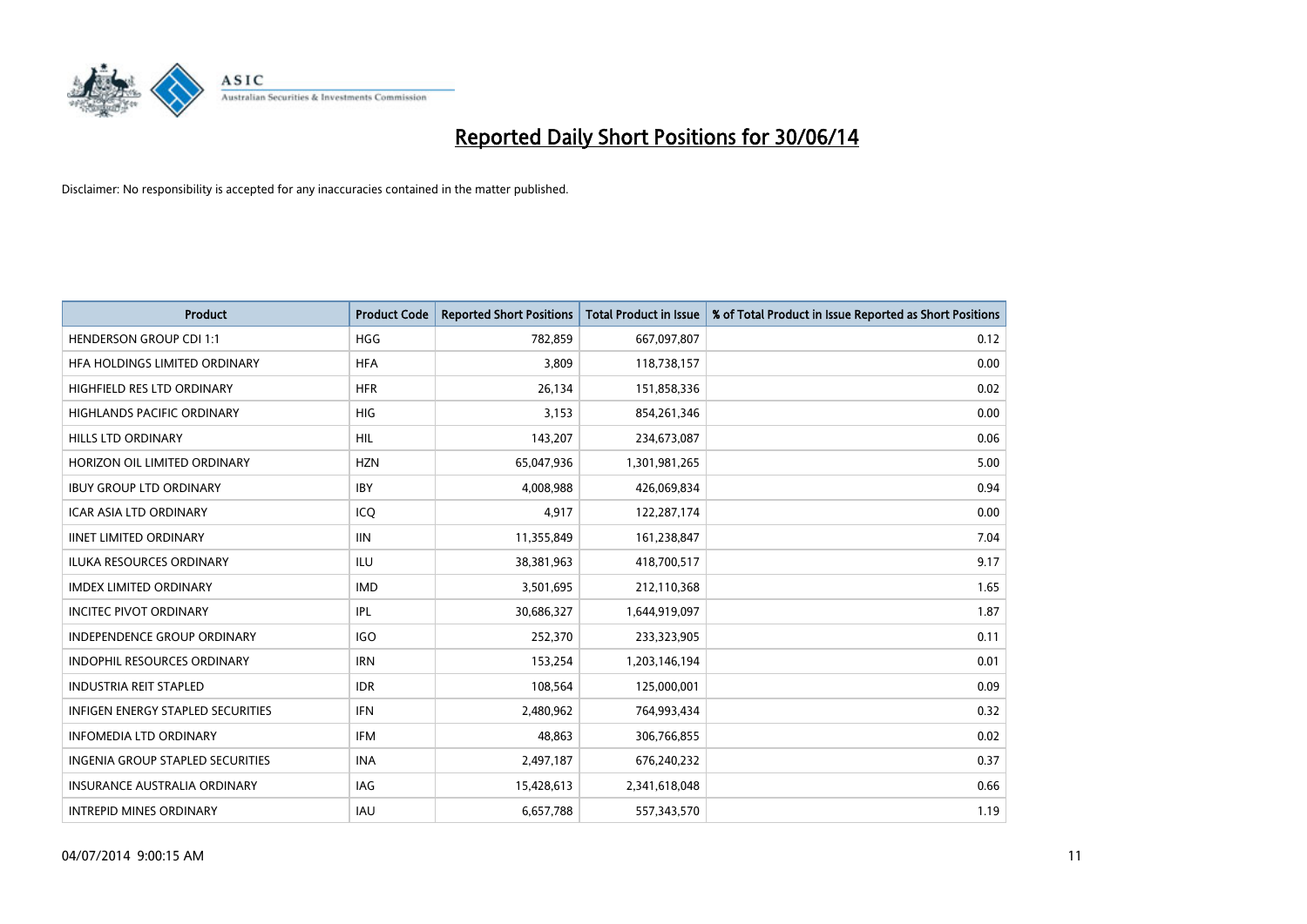# Reported Daily Short Positions for 30/06/14

Disclaimer: No responsibility is accepted for any inaccuracies contained in the matter published.

| Product | Product Code | Reported Short Positions | Total Product in Issue | % of Total Product in Issue Reported as Short Positions |
|---|---|---|---|---|
| HENDERSON GROUP CDI 1:1 | HGG | 782,859 | 667,097,807 | 0.12 |
| HFA HOLDINGS LIMITED ORDINARY | HFA | 3,809 | 118,738,157 | 0.00 |
| HIGHFIELD RES LTD ORDINARY | HFR | 26,134 | 151,858,336 | 0.02 |
| HIGHLANDS PACIFIC ORDINARY | HIG | 3,153 | 854,261,346 | 0.00 |
| HILLS LTD ORDINARY | HIL | 143,207 | 234,673,087 | 0.06 |
| HORIZON OIL LIMITED ORDINARY | HZN | 65,047,936 | 1,301,981,265 | 5.00 |
| IBUY GROUP LTD ORDINARY | IBY | 4,008,988 | 426,069,834 | 0.94 |
| ICAR ASIA LTD ORDINARY | ICQ | 4,917 | 122,287,174 | 0.00 |
| IINET LIMITED ORDINARY | IIN | 11,355,849 | 161,238,847 | 7.04 |
| ILUKA RESOURCES ORDINARY | ILU | 38,381,963 | 418,700,517 | 9.17 |
| IMDEX LIMITED ORDINARY | IMD | 3,501,695 | 212,110,368 | 1.65 |
| INCITEC PIVOT ORDINARY | IPL | 30,686,327 | 1,644,919,097 | 1.87 |
| INDEPENDENCE GROUP ORDINARY | IGO | 252,370 | 233,323,905 | 0.11 |
| INDOPHIL RESOURCES ORDINARY | IRN | 153,254 | 1,203,146,194 | 0.01 |
| INDUSTRIA REIT STAPLED | IDR | 108,564 | 125,000,001 | 0.09 |
| INFIGEN ENERGY STAPLED SECURITIES | IFN | 2,480,962 | 764,993,434 | 0.32 |
| INFOMEDIA LTD ORDINARY | IFM | 48,863 | 306,766,855 | 0.02 |
| INGENIA GROUP STAPLED SECURITIES | INA | 2,497,187 | 676,240,232 | 0.37 |
| INSURANCE AUSTRALIA ORDINARY | IAG | 15,428,613 | 2,341,618,048 | 0.66 |
| INTREPID MINES ORDINARY | IAU | 6,657,788 | 557,343,570 | 1.19 |

04/07/2014 9:00:15 AM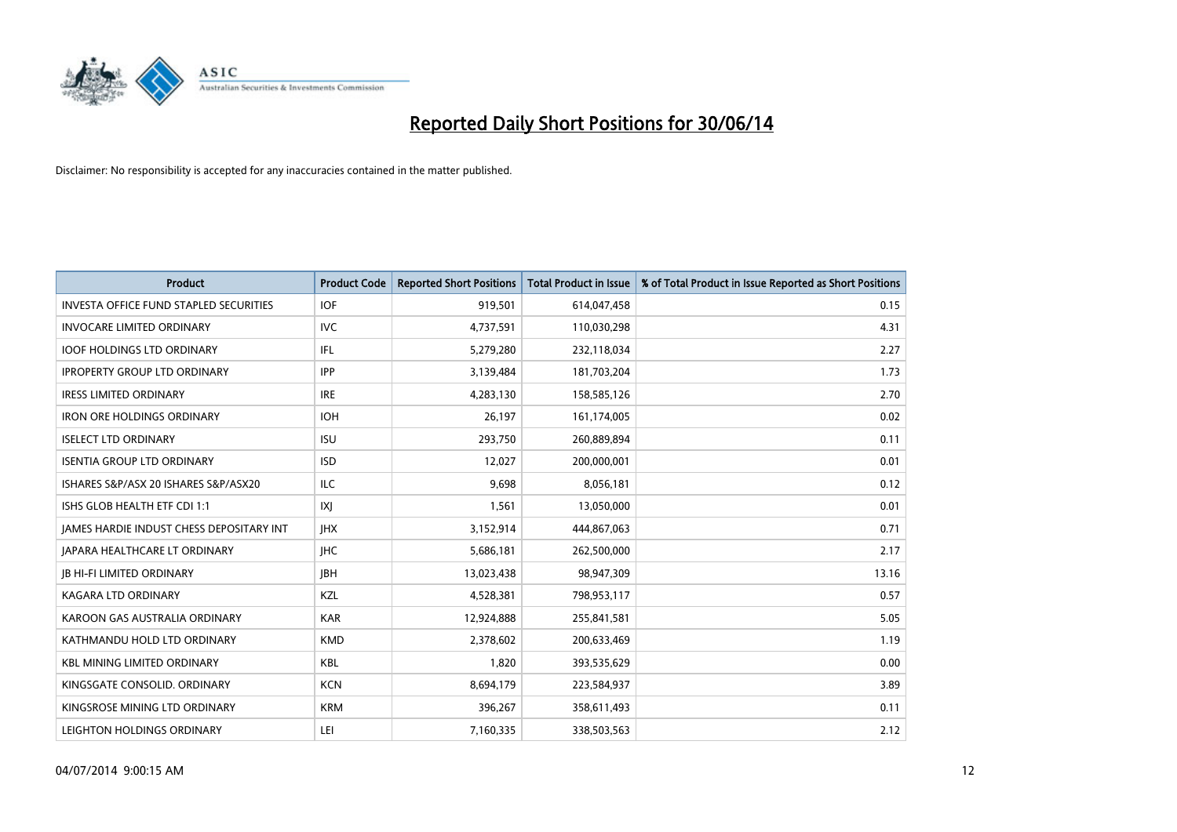# Reported Daily Short Positions for 30/06/14

Disclaimer: No responsibility is accepted for any inaccuracies contained in the matter published.

| Product | Product Code | Reported Short Positions | Total Product in Issue | % of Total Product in Issue Reported as Short Positions |
|---|---|---|---|---|
| INVESTA OFFICE FUND STAPLED SECURITIES | IOF | 919,501 | 614,047,458 | 0.15 |
| INVOCARE LIMITED ORDINARY | IVC | 4,737,591 | 110,030,298 | 4.31 |
| IOOF HOLDINGS LTD ORDINARY | IFL | 5,279,280 | 232,118,034 | 2.27 |
| IPROPERTY GROUP LTD ORDINARY | IPP | 3,139,484 | 181,703,204 | 1.73 |
| IRESS LIMITED ORDINARY | IRE | 4,283,130 | 158,585,126 | 2.70 |
| IRON ORE HOLDINGS ORDINARY | IOH | 26,197 | 161,174,005 | 0.02 |
| ISELECT LTD ORDINARY | ISU | 293,750 | 260,889,894 | 0.11 |
| ISENTIA GROUP LTD ORDINARY | ISD | 12,027 | 200,000,001 | 0.01 |
| ISHARES S&P/ASX 20 ISHARES S&P/ASX20 | ILC | 9,698 | 8,056,181 | 0.12 |
| ISHS GLOB HEALTH ETF CDI 1:1 | IXJ | 1,561 | 13,050,000 | 0.01 |
| JAMES HARDIE INDUST CHESS DEPOSITARY INT | JHX | 3,152,914 | 444,867,063 | 0.71 |
| JAPARA HEALTHCARE LT ORDINARY | JHC | 5,686,181 | 262,500,000 | 2.17 |
| JB HI-FI LIMITED ORDINARY | JBH | 13,023,438 | 98,947,309 | 13.16 |
| KAGARA LTD ORDINARY | KZL | 4,528,381 | 798,953,117 | 0.57 |
| KAROON GAS AUSTRALIA ORDINARY | KAR | 12,924,888 | 255,841,581 | 5.05 |
| KATHMANDU HOLD LTD ORDINARY | KMD | 2,378,602 | 200,633,469 | 1.19 |
| KBL MINING LIMITED ORDINARY | KBL | 1,820 | 393,535,629 | 0.00 |
| KINGSGATE CONSOLID. ORDINARY | KCN | 8,694,179 | 223,584,937 | 3.89 |
| KINGSROSE MINING LTD ORDINARY | KRM | 396,267 | 358,611,493 | 0.11 |
| LEIGHTON HOLDINGS ORDINARY | LEI | 7,160,335 | 338,503,563 | 2.12 |

04/07/2014 9:00:15 AM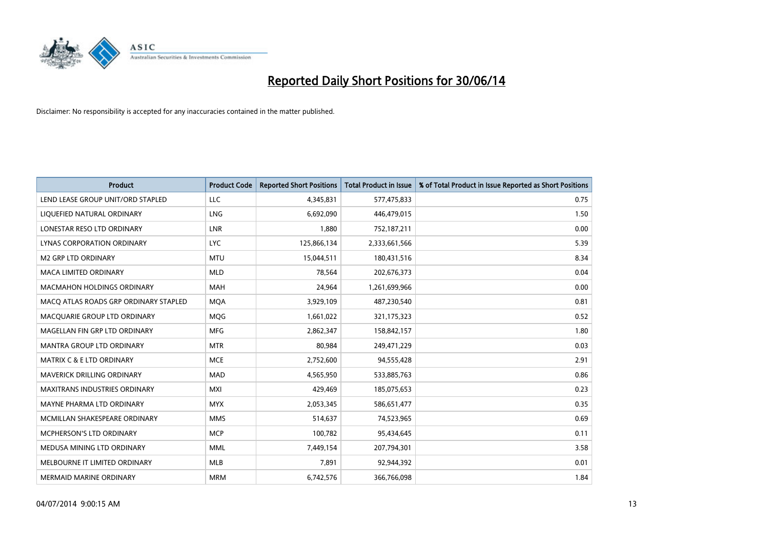# Reported Daily Short Positions for 30/06/14

Disclaimer: No responsibility is accepted for any inaccuracies contained in the matter published.

| Product | Product Code | Reported Short Positions | Total Product in Issue | % of Total Product in Issue Reported as Short Positions |
|---|---|---|---|---|
| LEND LEASE GROUP UNIT/ORD STAPLED | LLC | 4,345,831 | 577,475,833 | 0.75 |
| LIQUEFIED NATURAL ORDINARY | LNG | 6,692,090 | 446,479,015 | 1.50 |
| LONESTAR RESO LTD ORDINARY | LNR | 1,880 | 752,187,211 | 0.00 |
| LYNAS CORPORATION ORDINARY | LYC | 125,866,134 | 2,333,661,566 | 5.39 |
| M2 GRP LTD ORDINARY | MTU | 15,044,511 | 180,431,516 | 8.34 |
| MACA LIMITED ORDINARY | MLD | 78,564 | 202,676,373 | 0.04 |
| MACMAHON HOLDINGS ORDINARY | MAH | 24,964 | 1,261,699,966 | 0.00 |
| MACQ ATLAS ROADS GRP ORDINARY STAPLED | MQA | 3,929,109 | 487,230,540 | 0.81 |
| MACQUARIE GROUP LTD ORDINARY | MQG | 1,661,022 | 321,175,323 | 0.52 |
| MAGELLAN FIN GRP LTD ORDINARY | MFG | 2,862,347 | 158,842,157 | 1.80 |
| MANTRA GROUP LTD ORDINARY | MTR | 80,984 | 249,471,229 | 0.03 |
| MATRIX C & E LTD ORDINARY | MCE | 2,752,600 | 94,555,428 | 2.91 |
| MAVERICK DRILLING ORDINARY | MAD | 4,565,950 | 533,885,763 | 0.86 |
| MAXITRANS INDUSTRIES ORDINARY | MXI | 429,469 | 185,075,653 | 0.23 |
| MAYNE PHARMA LTD ORDINARY | MYX | 2,053,345 | 586,651,477 | 0.35 |
| MCMILLAN SHAKESPEARE ORDINARY | MMS | 514,637 | 74,523,965 | 0.69 |
| MCPHERSON'S LTD ORDINARY | MCP | 100,782 | 95,434,645 | 0.11 |
| MEDUSA MINING LTD ORDINARY | MML | 7,449,154 | 207,794,301 | 3.58 |
| MELBOURNE IT LIMITED ORDINARY | MLB | 7,891 | 92,944,392 | 0.01 |
| MERMAID MARINE ORDINARY | MRM | 6,742,576 | 366,766,098 | 1.84 |

04/07/2014 9:00:15 AM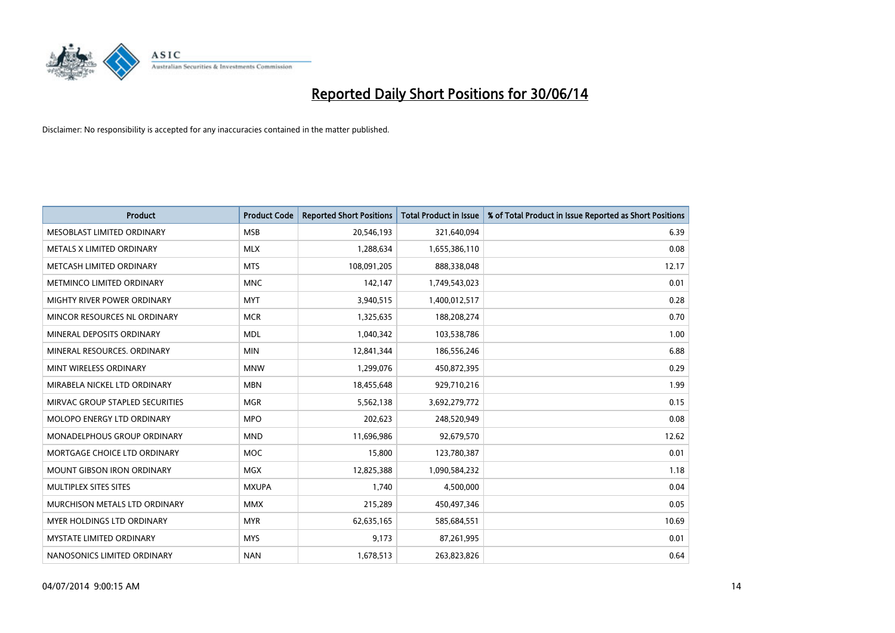# Reported Daily Short Positions for 30/06/14

Disclaimer: No responsibility is accepted for any inaccuracies contained in the matter published.

| Product | Product Code | Reported Short Positions | Total Product in Issue | % of Total Product in Issue Reported as Short Positions |
|---|---|---|---|---|
| MESOBLAST LIMITED ORDINARY | MSB | 20,546,193 | 321,640,094 | 6.39 |
| METALS X LIMITED ORDINARY | MLX | 1,288,634 | 1,655,386,110 | 0.08 |
| METCASH LIMITED ORDINARY | MTS | 108,091,205 | 888,338,048 | 12.17 |
| METMINCO LIMITED ORDINARY | MNC | 142,147 | 1,749,543,023 | 0.01 |
| MIGHTY RIVER POWER ORDINARY | MYT | 3,940,515 | 1,400,012,517 | 0.28 |
| MINCOR RESOURCES NL ORDINARY | MCR | 1,325,635 | 188,208,274 | 0.70 |
| MINERAL DEPOSITS ORDINARY | MDL | 1,040,342 | 103,538,786 | 1.00 |
| MINERAL RESOURCES. ORDINARY | MIN | 12,841,344 | 186,556,246 | 6.88 |
| MINT WIRELESS ORDINARY | MNW | 1,299,076 | 450,872,395 | 0.29 |
| MIRABELA NICKEL LTD ORDINARY | MBN | 18,455,648 | 929,710,216 | 1.99 |
| MIRVAC GROUP STAPLED SECURITIES | MGR | 5,562,138 | 3,692,279,772 | 0.15 |
| MOLOPO ENERGY LTD ORDINARY | MPO | 202,623 | 248,520,949 | 0.08 |
| MONADELPHOUS GROUP ORDINARY | MND | 11,696,986 | 92,679,570 | 12.62 |
| MORTGAGE CHOICE LTD ORDINARY | MOC | 15,800 | 123,780,387 | 0.01 |
| MOUNT GIBSON IRON ORDINARY | MGX | 12,825,388 | 1,090,584,232 | 1.18 |
| MULTIPLEX SITES SITES | MXUPA | 1,740 | 4,500,000 | 0.04 |
| MURCHISON METALS LTD ORDINARY | MMX | 215,289 | 450,497,346 | 0.05 |
| MYER HOLDINGS LTD ORDINARY | MYR | 62,635,165 | 585,684,551 | 10.69 |
| MYSTATE LIMITED ORDINARY | MYS | 9,173 | 87,261,995 | 0.01 |
| NANOSONICS LIMITED ORDINARY | NAN | 1,678,513 | 263,823,826 | 0.64 |

04/07/2014 9:00:15 AM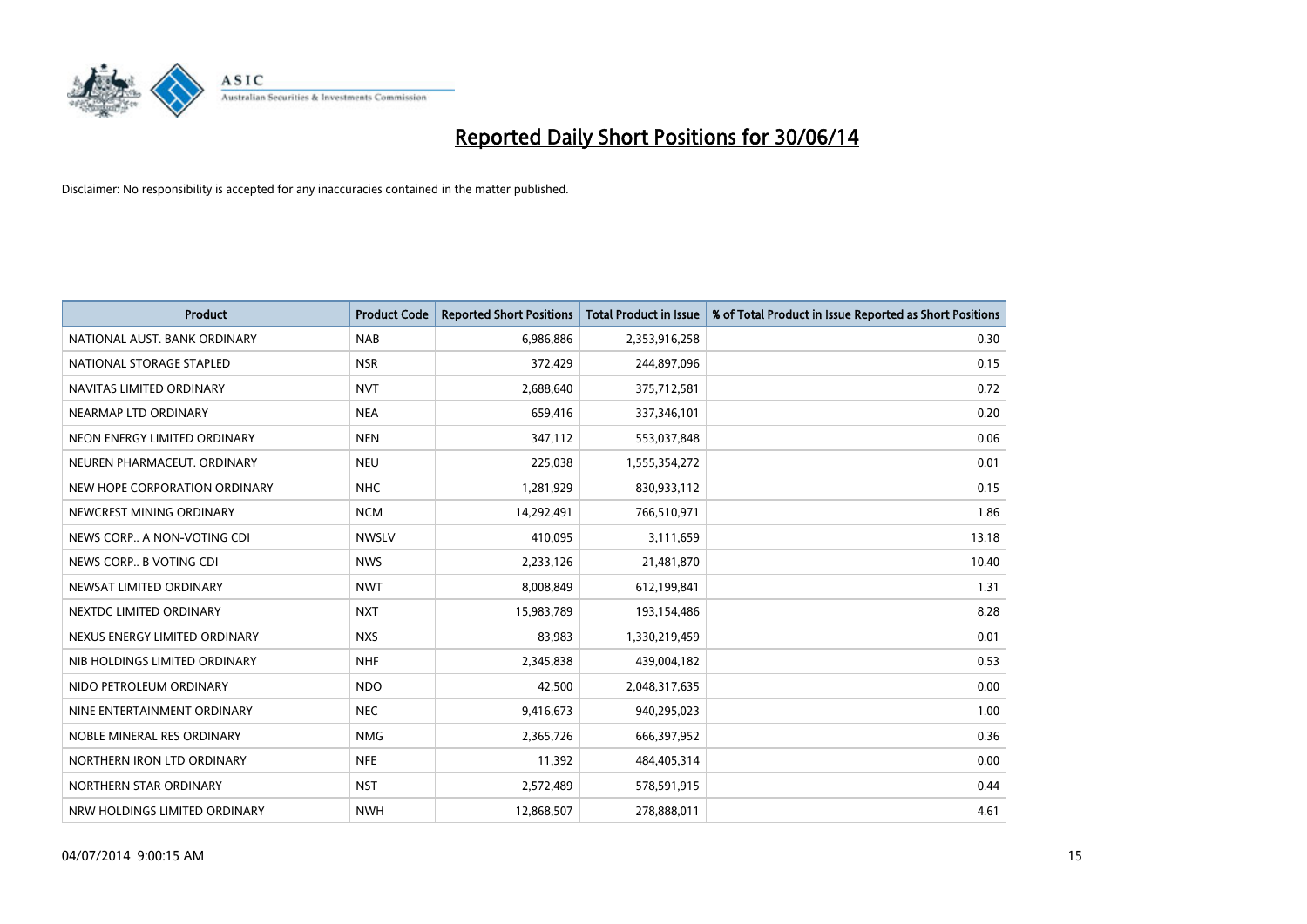# Reported Daily Short Positions for 30/06/14

Disclaimer: No responsibility is accepted for any inaccuracies contained in the matter published.

| Product | Product Code | Reported Short Positions | Total Product in Issue | % of Total Product in Issue Reported as Short Positions |
|---|---|---|---|---|
| NATIONAL AUST. BANK ORDINARY | NAB | 6,986,886 | 2,353,916,258 | 0.30 |
| NATIONAL STORAGE STAPLED | NSR | 372,429 | 244,897,096 | 0.15 |
| NAVITAS LIMITED ORDINARY | NVT | 2,688,640 | 375,712,581 | 0.72 |
| NEARMAP LTD ORDINARY | NEA | 659,416 | 337,346,101 | 0.20 |
| NEON ENERGY LIMITED ORDINARY | NEN | 347,112 | 553,037,848 | 0.06 |
| NEUREN PHARMACEUT. ORDINARY | NEU | 225,038 | 1,555,354,272 | 0.01 |
| NEW HOPE CORPORATION ORDINARY | NHC | 1,281,929 | 830,933,112 | 0.15 |
| NEWCREST MINING ORDINARY | NCM | 14,292,491 | 766,510,971 | 1.86 |
| NEWS CORP.. A NON-VOTING CDI | NWSLV | 410,095 | 3,111,659 | 13.18 |
| NEWS CORP.. B VOTING CDI | NWS | 2,233,126 | 21,481,870 | 10.40 |
| NEWSAT LIMITED ORDINARY | NWT | 8,008,849 | 612,199,841 | 1.31 |
| NEXTDC LIMITED ORDINARY | NXT | 15,983,789 | 193,154,486 | 8.28 |
| NEXUS ENERGY LIMITED ORDINARY | NXS | 83,983 | 1,330,219,459 | 0.01 |
| NIB HOLDINGS LIMITED ORDINARY | NHF | 2,345,838 | 439,004,182 | 0.53 |
| NIDO PETROLEUM ORDINARY | NDO | 42,500 | 2,048,317,635 | 0.00 |
| NINE ENTERTAINMENT ORDINARY | NEC | 9,416,673 | 940,295,023 | 1.00 |
| NOBLE MINERAL RES ORDINARY | NMG | 2,365,726 | 666,397,952 | 0.36 |
| NORTHERN IRON LTD ORDINARY | NFE | 11,392 | 484,405,314 | 0.00 |
| NORTHERN STAR ORDINARY | NST | 2,572,489 | 578,591,915 | 0.44 |
| NRW HOLDINGS LIMITED ORDINARY | NWH | 12,868,507 | 278,888,011 | 4.61 |

04/07/2014 9:00:15 AM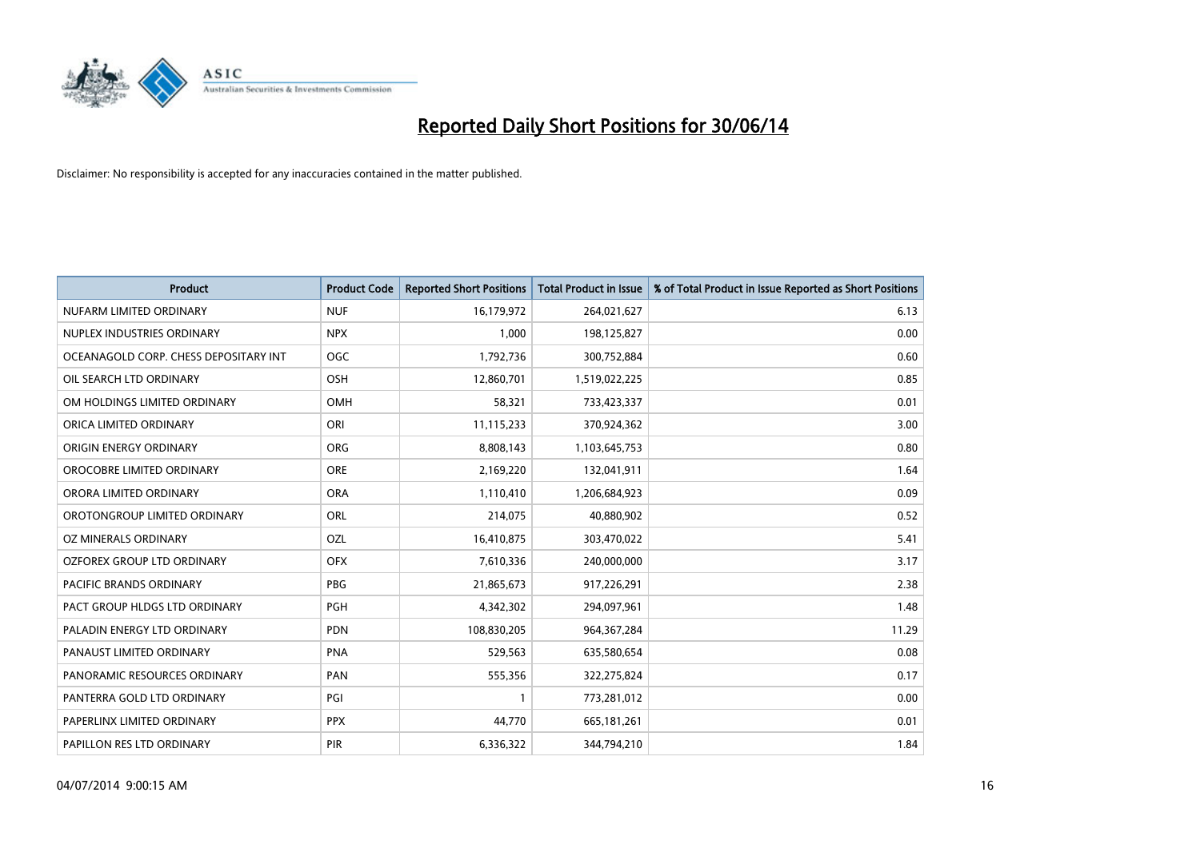# Reported Daily Short Positions for 30/06/14

Disclaimer: No responsibility is accepted for any inaccuracies contained in the matter published.

| Product | Product Code | Reported Short Positions | Total Product in Issue | % of Total Product in Issue Reported as Short Positions |
|---|---|---|---|---|
| NUFARM LIMITED ORDINARY | NUF | 16,179,972 | 264,021,627 | 6.13 |
| NUPLEX INDUSTRIES ORDINARY | NPX | 1,000 | 198,125,827 | 0.00 |
| OCEANAGOLD CORP. CHESS DEPOSITARY INT | OGC | 1,792,736 | 300,752,884 | 0.60 |
| OIL SEARCH LTD ORDINARY | OSH | 12,860,701 | 1,519,022,225 | 0.85 |
| OM HOLDINGS LIMITED ORDINARY | OMH | 58,321 | 733,423,337 | 0.01 |
| ORICA LIMITED ORDINARY | ORI | 11,115,233 | 370,924,362 | 3.00 |
| ORIGIN ENERGY ORDINARY | ORG | 8,808,143 | 1,103,645,753 | 0.80 |
| OROCOBRE LIMITED ORDINARY | ORE | 2,169,220 | 132,041,911 | 1.64 |
| ORORA LIMITED ORDINARY | ORA | 1,110,410 | 1,206,684,923 | 0.09 |
| OROTONGROUP LIMITED ORDINARY | ORL | 214,075 | 40,880,902 | 0.52 |
| OZ MINERALS ORDINARY | OZL | 16,410,875 | 303,470,022 | 5.41 |
| OZFOREX GROUP LTD ORDINARY | OFX | 7,610,336 | 240,000,000 | 3.17 |
| PACIFIC BRANDS ORDINARY | PBG | 21,865,673 | 917,226,291 | 2.38 |
| PACT GROUP HLDGS LTD ORDINARY | PGH | 4,342,302 | 294,097,961 | 1.48 |
| PALADIN ENERGY LTD ORDINARY | PDN | 108,830,205 | 964,367,284 | 11.29 |
| PANAUST LIMITED ORDINARY | PNA | 529,563 | 635,580,654 | 0.08 |
| PANORAMIC RESOURCES ORDINARY | PAN | 555,356 | 322,275,824 | 0.17 |
| PANTERRA GOLD LTD ORDINARY | PGI | 1 | 773,281,012 | 0.00 |
| PAPERLINX LIMITED ORDINARY | PPX | 44,770 | 665,181,261 | 0.01 |
| PAPILLON RES LTD ORDINARY | PIR | 6,336,322 | 344,794,210 | 1.84 |

04/07/2014 9:00:15 AM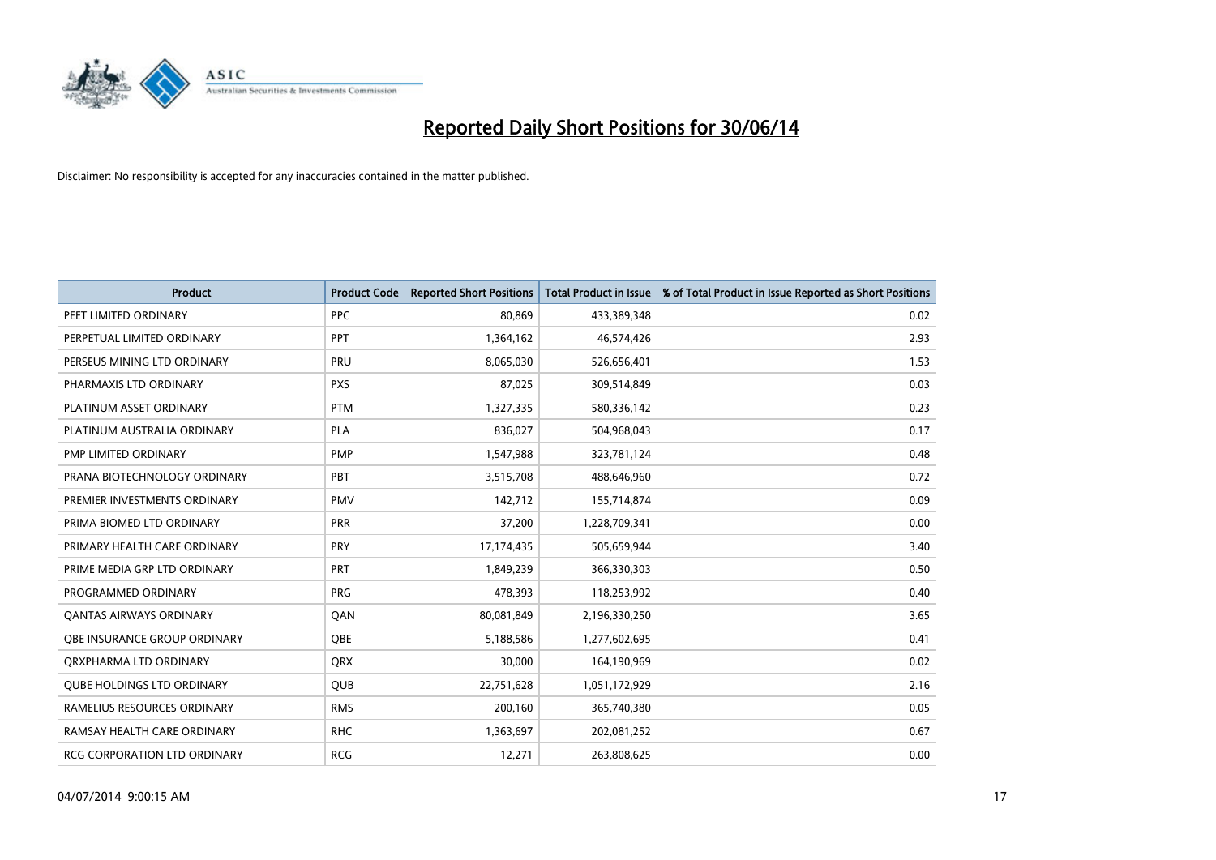# Reported Daily Short Positions for 30/06/14

Disclaimer: No responsibility is accepted for any inaccuracies contained in the matter published.

| Product | Product Code | Reported Short Positions | Total Product in Issue | % of Total Product in Issue Reported as Short Positions |
|---|---|---|---|---|
| PEET LIMITED ORDINARY | PPC | 80,869 | 433,389,348 | 0.02 |
| PERPETUAL LIMITED ORDINARY | PPT | 1,364,162 | 46,574,426 | 2.93 |
| PERSEUS MINING LTD ORDINARY | PRU | 8,065,030 | 526,656,401 | 1.53 |
| PHARMAXIS LTD ORDINARY | PXS | 87,025 | 309,514,849 | 0.03 |
| PLATINUM ASSET ORDINARY | PTM | 1,327,335 | 580,336,142 | 0.23 |
| PLATINUM AUSTRALIA ORDINARY | PLA | 836,027 | 504,968,043 | 0.17 |
| PMP LIMITED ORDINARY | PMP | 1,547,988 | 323,781,124 | 0.48 |
| PRANA BIOTECHNOLOGY ORDINARY | PBT | 3,515,708 | 488,646,960 | 0.72 |
| PREMIER INVESTMENTS ORDINARY | PMV | 142,712 | 155,714,874 | 0.09 |
| PRIMA BIOMED LTD ORDINARY | PRR | 37,200 | 1,228,709,341 | 0.00 |
| PRIMARY HEALTH CARE ORDINARY | PRY | 17,174,435 | 505,659,944 | 3.40 |
| PRIME MEDIA GRP LTD ORDINARY | PRT | 1,849,239 | 366,330,303 | 0.50 |
| PROGRAMMED ORDINARY | PRG | 478,393 | 118,253,992 | 0.40 |
| QANTAS AIRWAYS ORDINARY | QAN | 80,081,849 | 2,196,330,250 | 3.65 |
| QBE INSURANCE GROUP ORDINARY | QBE | 5,188,586 | 1,277,602,695 | 0.41 |
| QRXPHARMA LTD ORDINARY | QRX | 30,000 | 164,190,969 | 0.02 |
| QUBE HOLDINGS LTD ORDINARY | QUB | 22,751,628 | 1,051,172,929 | 2.16 |
| RAMELIUS RESOURCES ORDINARY | RMS | 200,160 | 365,740,380 | 0.05 |
| RAMSAY HEALTH CARE ORDINARY | RHC | 1,363,697 | 202,081,252 | 0.67 |
| RCG CORPORATION LTD ORDINARY | RCG | 12,271 | 263,808,625 | 0.00 |

04/07/2014 9:00:15 AM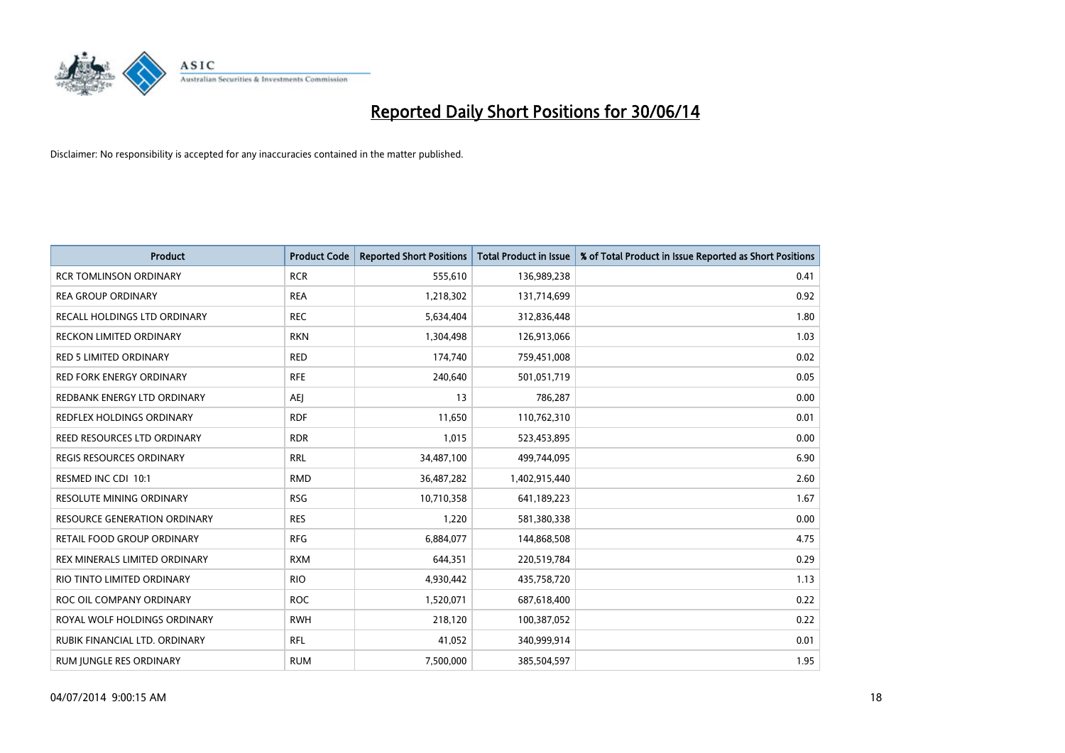# Reported Daily Short Positions for 30/06/14

Disclaimer: No responsibility is accepted for any inaccuracies contained in the matter published.

| Product | Product Code | Reported Short Positions | Total Product in Issue | % of Total Product in Issue Reported as Short Positions |
|---|---|---|---|---|
| RCR TOMLINSON ORDINARY | RCR | 555,610 | 136,989,238 | 0.41 |
| REA GROUP ORDINARY | REA | 1,218,302 | 131,714,699 | 0.92 |
| RECALL HOLDINGS LTD ORDINARY | REC | 5,634,404 | 312,836,448 | 1.80 |
| RECKON LIMITED ORDINARY | RKN | 1,304,498 | 126,913,066 | 1.03 |
| RED 5 LIMITED ORDINARY | RED | 174,740 | 759,451,008 | 0.02 |
| RED FORK ENERGY ORDINARY | RFE | 240,640 | 501,051,719 | 0.05 |
| REDBANK ENERGY LTD ORDINARY | AEJ | 13 | 786,287 | 0.00 |
| REDFLEX HOLDINGS ORDINARY | RDF | 11,650 | 110,762,310 | 0.01 |
| REED RESOURCES LTD ORDINARY | RDR | 1,015 | 523,453,895 | 0.00 |
| REGIS RESOURCES ORDINARY | RRL | 34,487,100 | 499,744,095 | 6.90 |
| RESMED INC CDI 10:1 | RMD | 36,487,282 | 1,402,915,440 | 2.60 |
| RESOLUTE MINING ORDINARY | RSG | 10,710,358 | 641,189,223 | 1.67 |
| RESOURCE GENERATION ORDINARY | RES | 1,220 | 581,380,338 | 0.00 |
| RETAIL FOOD GROUP ORDINARY | RFG | 6,884,077 | 144,868,508 | 4.75 |
| REX MINERALS LIMITED ORDINARY | RXM | 644,351 | 220,519,784 | 0.29 |
| RIO TINTO LIMITED ORDINARY | RIO | 4,930,442 | 435,758,720 | 1.13 |
| ROC OIL COMPANY ORDINARY | ROC | 1,520,071 | 687,618,400 | 0.22 |
| ROYAL WOLF HOLDINGS ORDINARY | RWH | 218,120 | 100,387,052 | 0.22 |
| RUBIK FINANCIAL LTD. ORDINARY | RFL | 41,052 | 340,999,914 | 0.01 |
| RUM JUNGLE RES ORDINARY | RUM | 7,500,000 | 385,504,597 | 1.95 |

04/07/2014 9:00:15 AM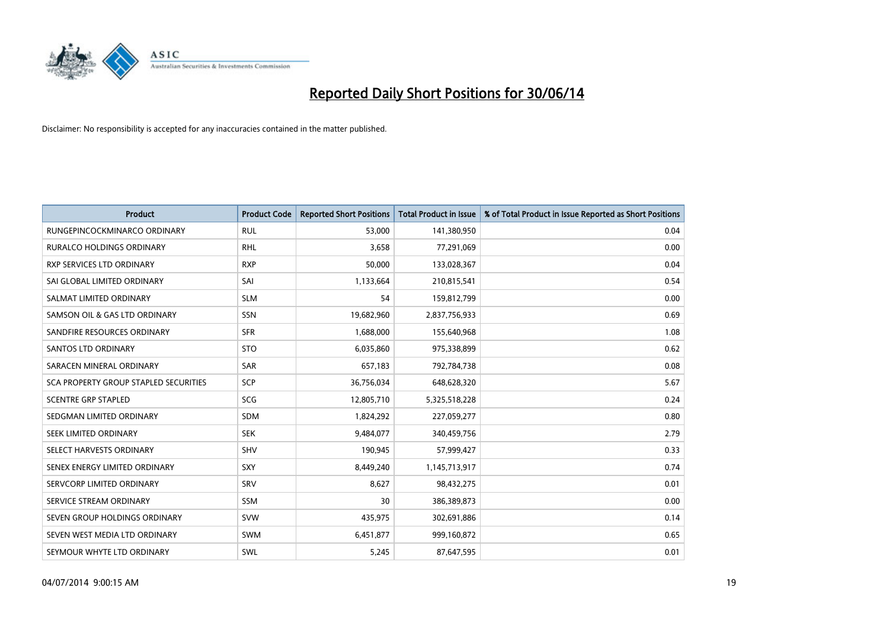# Reported Daily Short Positions for 30/06/14

Disclaimer: No responsibility is accepted for any inaccuracies contained in the matter published.

| Product | Product Code | Reported Short Positions | Total Product in Issue | % of Total Product in Issue Reported as Short Positions |
|---|---|---|---|---|
| RUNGEPINCOCKMINARCO ORDINARY | RUL | 53,000 | 141,380,950 | 0.04 |
| RURALCO HOLDINGS ORDINARY | RHL | 3,658 | 77,291,069 | 0.00 |
| RXP SERVICES LTD ORDINARY | RXP | 50,000 | 133,028,367 | 0.04 |
| SAI GLOBAL LIMITED ORDINARY | SAI | 1,133,664 | 210,815,541 | 0.54 |
| SALMAT LIMITED ORDINARY | SLM | 54 | 159,812,799 | 0.00 |
| SAMSON OIL & GAS LTD ORDINARY | SSN | 19,682,960 | 2,837,756,933 | 0.69 |
| SANDFIRE RESOURCES ORDINARY | SFR | 1,688,000 | 155,640,968 | 1.08 |
| SANTOS LTD ORDINARY | STO | 6,035,860 | 975,338,899 | 0.62 |
| SARACEN MINERAL ORDINARY | SAR | 657,183 | 792,784,738 | 0.08 |
| SCA PROPERTY GROUP STAPLED SECURITIES | SCP | 36,756,034 | 648,628,320 | 5.67 |
| SCENTRE GRP STAPLED | SCG | 12,805,710 | 5,325,518,228 | 0.24 |
| SEDGMAN LIMITED ORDINARY | SDM | 1,824,292 | 227,059,277 | 0.80 |
| SEEK LIMITED ORDINARY | SEK | 9,484,077 | 340,459,756 | 2.79 |
| SELECT HARVESTS ORDINARY | SHV | 190,945 | 57,999,427 | 0.33 |
| SENEX ENERGY LIMITED ORDINARY | SXY | 8,449,240 | 1,145,713,917 | 0.74 |
| SERVCORP LIMITED ORDINARY | SRV | 8,627 | 98,432,275 | 0.01 |
| SERVICE STREAM ORDINARY | SSM | 30 | 386,389,873 | 0.00 |
| SEVEN GROUP HOLDINGS ORDINARY | SVW | 435,975 | 302,691,886 | 0.14 |
| SEVEN WEST MEDIA LTD ORDINARY | SWM | 6,451,877 | 999,160,872 | 0.65 |
| SEYMOUR WHYTE LTD ORDINARY | SWL | 5,245 | 87,647,595 | 0.01 |

04/07/2014 9:00:15 AM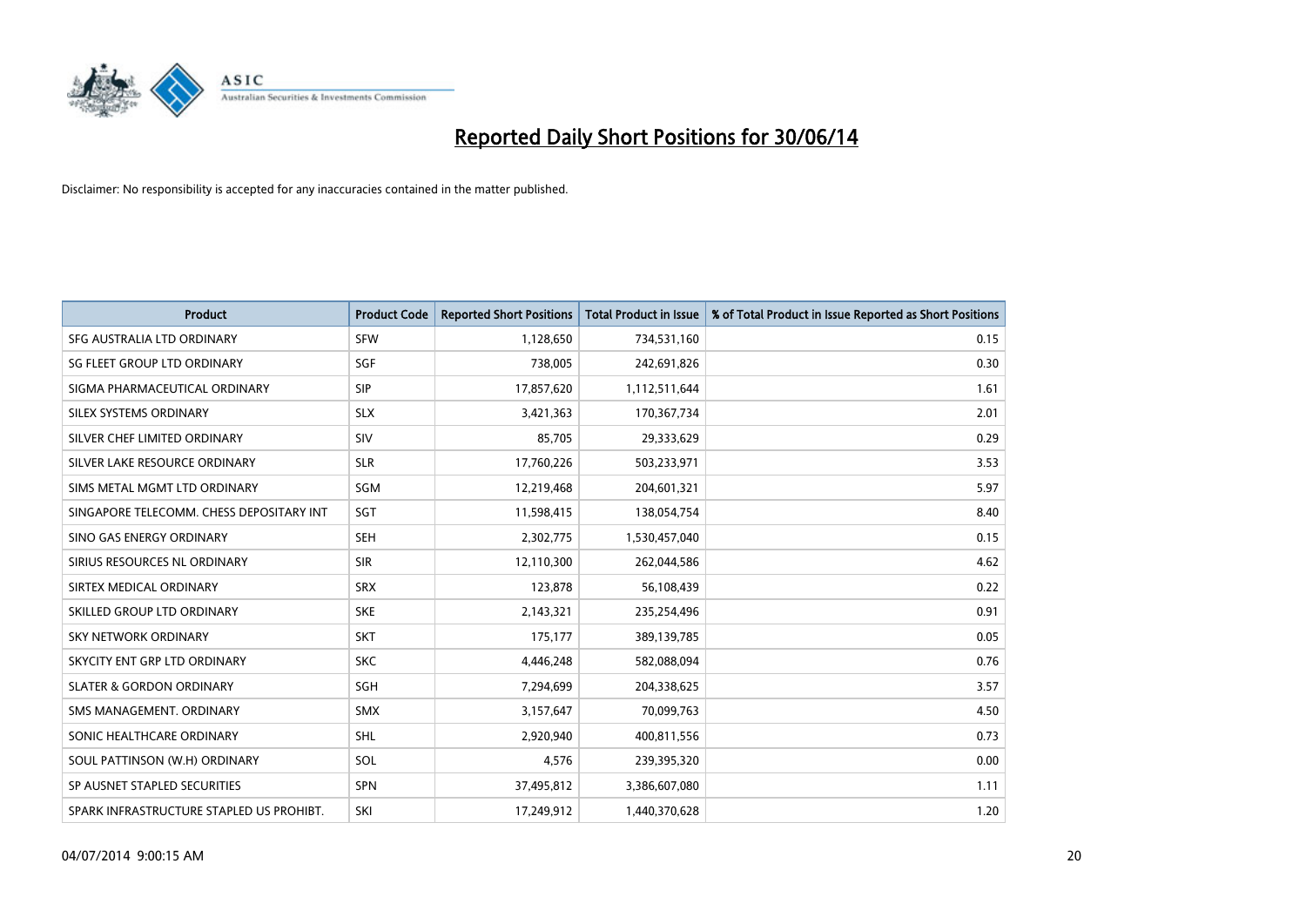# Reported Daily Short Positions for 30/06/14

Disclaimer: No responsibility is accepted for any inaccuracies contained in the matter published.

| Product | Product Code | Reported Short Positions | Total Product in Issue | % of Total Product in Issue Reported as Short Positions |
|---|---|---|---|---|
| SFG AUSTRALIA LTD ORDINARY | SFW | 1,128,650 | 734,531,160 | 0.15 |
| SG FLEET GROUP LTD ORDINARY | SGF | 738,005 | 242,691,826 | 0.30 |
| SIGMA PHARMACEUTICAL ORDINARY | SIP | 17,857,620 | 1,112,511,644 | 1.61 |
| SILEX SYSTEMS ORDINARY | SLX | 3,421,363 | 170,367,734 | 2.01 |
| SILVER CHEF LIMITED ORDINARY | SIV | 85,705 | 29,333,629 | 0.29 |
| SILVER LAKE RESOURCE ORDINARY | SLR | 17,760,226 | 503,233,971 | 3.53 |
| SIMS METAL MGMT LTD ORDINARY | SGM | 12,219,468 | 204,601,321 | 5.97 |
| SINGAPORE TELECOMM. CHESS DEPOSITARY INT | SGT | 11,598,415 | 138,054,754 | 8.40 |
| SINO GAS ENERGY ORDINARY | SEH | 2,302,775 | 1,530,457,040 | 0.15 |
| SIRIUS RESOURCES NL ORDINARY | SIR | 12,110,300 | 262,044,586 | 4.62 |
| SIRTEX MEDICAL ORDINARY | SRX | 123,878 | 56,108,439 | 0.22 |
| SKILLED GROUP LTD ORDINARY | SKE | 2,143,321 | 235,254,496 | 0.91 |
| SKY NETWORK ORDINARY | SKT | 175,177 | 389,139,785 | 0.05 |
| SKYCITY ENT GRP LTD ORDINARY | SKC | 4,446,248 | 582,088,094 | 0.76 |
| SLATER & GORDON ORDINARY | SGH | 7,294,699 | 204,338,625 | 3.57 |
| SMS MANAGEMENT. ORDINARY | SMX | 3,157,647 | 70,099,763 | 4.50 |
| SONIC HEALTHCARE ORDINARY | SHL | 2,920,940 | 400,811,556 | 0.73 |
| SOUL PATTINSON (W.H) ORDINARY | SOL | 4,576 | 239,395,320 | 0.00 |
| SP AUSNET STAPLED SECURITIES | SPN | 37,495,812 | 3,386,607,080 | 1.11 |
| SPARK INFRASTRUCTURE STAPLED US PROHIBT. | SKI | 17,249,912 | 1,440,370,628 | 1.20 |

04/07/2014 9:00:15 AM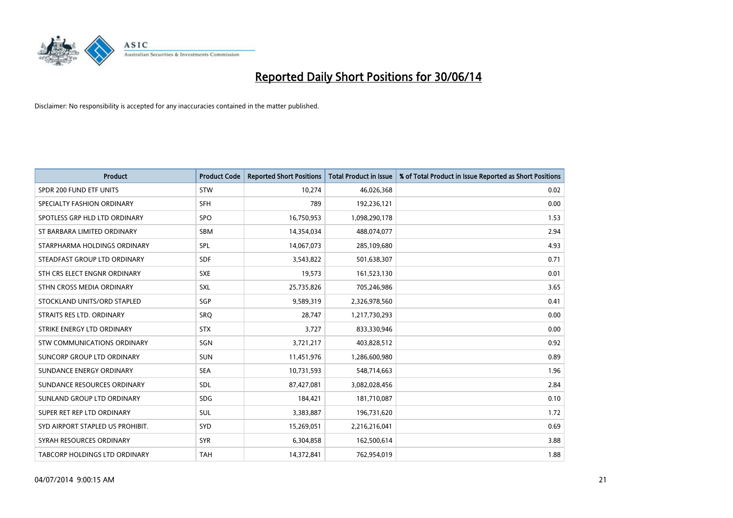# Reported Daily Short Positions for 30/06/14

Disclaimer: No responsibility is accepted for any inaccuracies contained in the matter published.

| Product | Product Code | Reported Short Positions | Total Product in Issue | % of Total Product in Issue Reported as Short Positions |
|---|---|---|---|---|
| SPDR 200 FUND ETF UNITS | STW | 10,274 | 46,026,368 | 0.02 |
| SPECIALTY FASHION ORDINARY | SFH | 789 | 192,236,121 | 0.00 |
| SPOTLESS GRP HLD LTD ORDINARY | SPO | 16,750,953 | 1,098,290,178 | 1.53 |
| ST BARBARA LIMITED ORDINARY | SBM | 14,354,034 | 488,074,077 | 2.94 |
| STARPHARMA HOLDINGS ORDINARY | SPL | 14,067,073 | 285,109,680 | 4.93 |
| STEADFAST GROUP LTD ORDINARY | SDF | 3,543,822 | 501,638,307 | 0.71 |
| STH CRS ELECT ENGNR ORDINARY | SXE | 19,573 | 161,523,130 | 0.01 |
| STHN CROSS MEDIA ORDINARY | SXL | 25,735,826 | 705,246,986 | 3.65 |
| STOCKLAND UNITS/ORD STAPLED | SGP | 9,589,319 | 2,326,978,560 | 0.41 |
| STRAITS RES LTD. ORDINARY | SRQ | 28,747 | 1,217,730,293 | 0.00 |
| STRIKE ENERGY LTD ORDINARY | STX | 3,727 | 833,330,946 | 0.00 |
| STW COMMUNICATIONS ORDINARY | SGN | 3,721,217 | 403,828,512 | 0.92 |
| SUNCORP GROUP LTD ORDINARY | SUN | 11,451,976 | 1,286,600,980 | 0.89 |
| SUNDANCE ENERGY ORDINARY | SEA | 10,731,593 | 548,714,663 | 1.96 |
| SUNDANCE RESOURCES ORDINARY | SDL | 87,427,081 | 3,082,028,456 | 2.84 |
| SUNLAND GROUP LTD ORDINARY | SDG | 184,421 | 181,710,087 | 0.10 |
| SUPER RET REP LTD ORDINARY | SUL | 3,383,887 | 196,731,620 | 1.72 |
| SYD AIRPORT STAPLED US PROHIBIT. | SYD | 15,269,051 | 2,216,216,041 | 0.69 |
| SYRAH RESOURCES ORDINARY | SYR | 6,304,858 | 162,500,614 | 3.88 |
| TABCORP HOLDINGS LTD ORDINARY | TAH | 14,372,841 | 762,954,019 | 1.88 |

04/07/2014 9:00:15 AM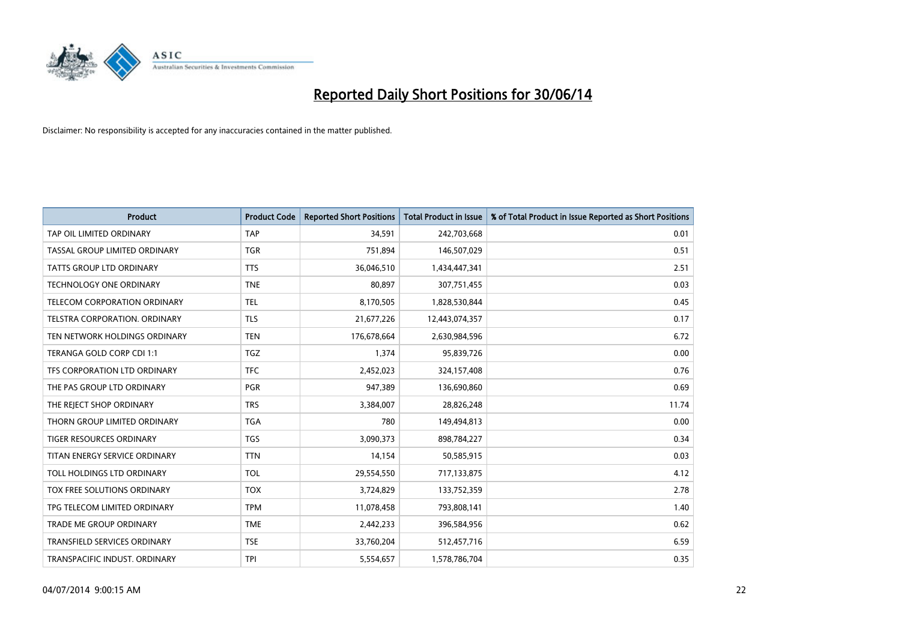# Reported Daily Short Positions for 30/06/14

Disclaimer: No responsibility is accepted for any inaccuracies contained in the matter published.

| Product | Product Code | Reported Short Positions | Total Product in Issue | % of Total Product in Issue Reported as Short Positions |
|---|---|---|---|---|
| TAP OIL LIMITED ORDINARY | TAP | 34,591 | 242,703,668 | 0.01 |
| TASSAL GROUP LIMITED ORDINARY | TGR | 751,894 | 146,507,029 | 0.51 |
| TATTS GROUP LTD ORDINARY | TTS | 36,046,510 | 1,434,447,341 | 2.51 |
| TECHNOLOGY ONE ORDINARY | TNE | 80,897 | 307,751,455 | 0.03 |
| TELECOM CORPORATION ORDINARY | TEL | 8,170,505 | 1,828,530,844 | 0.45 |
| TELSTRA CORPORATION. ORDINARY | TLS | 21,677,226 | 12,443,074,357 | 0.17 |
| TEN NETWORK HOLDINGS ORDINARY | TEN | 176,678,664 | 2,630,984,596 | 6.72 |
| TERANGA GOLD CORP CDI 1:1 | TGZ | 1,374 | 95,839,726 | 0.00 |
| TFS CORPORATION LTD ORDINARY | TFC | 2,452,023 | 324,157,408 | 0.76 |
| THE PAS GROUP LTD ORDINARY | PGR | 947,389 | 136,690,860 | 0.69 |
| THE REJECT SHOP ORDINARY | TRS | 3,384,007 | 28,826,248 | 11.74 |
| THORN GROUP LIMITED ORDINARY | TGA | 780 | 149,494,813 | 0.00 |
| TIGER RESOURCES ORDINARY | TGS | 3,090,373 | 898,784,227 | 0.34 |
| TITAN ENERGY SERVICE ORDINARY | TTN | 14,154 | 50,585,915 | 0.03 |
| TOLL HOLDINGS LTD ORDINARY | TOL | 29,554,550 | 717,133,875 | 4.12 |
| TOX FREE SOLUTIONS ORDINARY | TOX | 3,724,829 | 133,752,359 | 2.78 |
| TPG TELECOM LIMITED ORDINARY | TPM | 11,078,458 | 793,808,141 | 1.40 |
| TRADE ME GROUP ORDINARY | TME | 2,442,233 | 396,584,956 | 0.62 |
| TRANSFIELD SERVICES ORDINARY | TSE | 33,760,204 | 512,457,716 | 6.59 |
| TRANSPACIFIC INDUST. ORDINARY | TPI | 5,554,657 | 1,578,786,704 | 0.35 |

04/07/2014 9:00:15 AM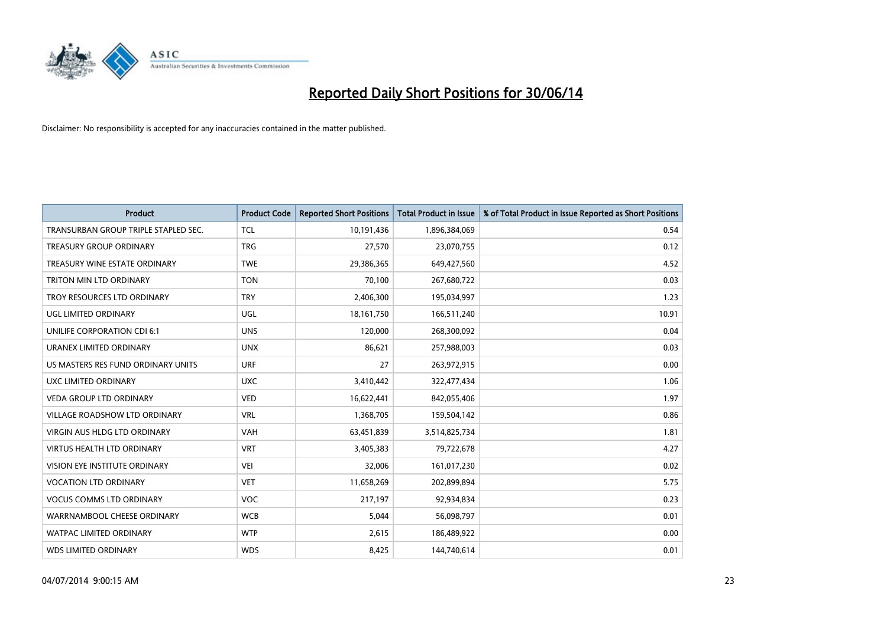# Reported Daily Short Positions for 30/06/14

Disclaimer: No responsibility is accepted for any inaccuracies contained in the matter published.

| Product | Product Code | Reported Short Positions | Total Product in Issue | % of Total Product in Issue Reported as Short Positions |
|---|---|---|---|---|
| TRANSURBAN GROUP TRIPLE STAPLED SEC. | TCL | 10,191,436 | 1,896,384,069 | 0.54 |
| TREASURY GROUP ORDINARY | TRG | 27,570 | 23,070,755 | 0.12 |
| TREASURY WINE ESTATE ORDINARY | TWE | 29,386,365 | 649,427,560 | 4.52 |
| TRITON MIN LTD ORDINARY | TON | 70,100 | 267,680,722 | 0.03 |
| TROY RESOURCES LTD ORDINARY | TRY | 2,406,300 | 195,034,997 | 1.23 |
| UGL LIMITED ORDINARY | UGL | 18,161,750 | 166,511,240 | 10.91 |
| UNILIFE CORPORATION CDI 6:1 | UNS | 120,000 | 268,300,092 | 0.04 |
| URANEX LIMITED ORDINARY | UNX | 86,621 | 257,988,003 | 0.03 |
| US MASTERS RES FUND ORDINARY UNITS | URF | 27 | 263,972,915 | 0.00 |
| UXC LIMITED ORDINARY | UXC | 3,410,442 | 322,477,434 | 1.06 |
| VEDA GROUP LTD ORDINARY | VED | 16,622,441 | 842,055,406 | 1.97 |
| VILLAGE ROADSHOW LTD ORDINARY | VRL | 1,368,705 | 159,504,142 | 0.86 |
| VIRGIN AUS HLDG LTD ORDINARY | VAH | 63,451,839 | 3,514,825,734 | 1.81 |
| VIRTUS HEALTH LTD ORDINARY | VRT | 3,405,383 | 79,722,678 | 4.27 |
| VISION EYE INSTITUTE ORDINARY | VEI | 32,006 | 161,017,230 | 0.02 |
| VOCATION LTD ORDINARY | VET | 11,658,269 | 202,899,894 | 5.75 |
| VOCUS COMMS LTD ORDINARY | VOC | 217,197 | 92,934,834 | 0.23 |
| WARRNAMBOOL CHEESE ORDINARY | WCB | 5,044 | 56,098,797 | 0.01 |
| WATPAC LIMITED ORDINARY | WTP | 2,615 | 186,489,922 | 0.00 |
| WDS LIMITED ORDINARY | WDS | 8,425 | 144,740,614 | 0.01 |

04/07/2014 9:00:15 AM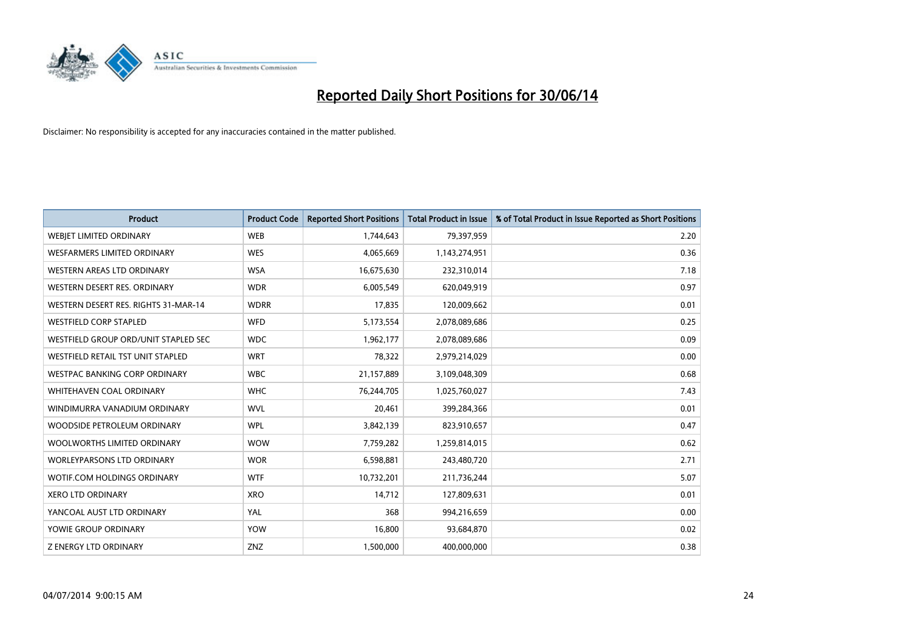# Reported Daily Short Positions for 30/06/14

Disclaimer: No responsibility is accepted for any inaccuracies contained in the matter published.

| Product | Product Code | Reported Short Positions | Total Product in Issue | % of Total Product in Issue Reported as Short Positions |
|---|---|---|---|---|
| WEBJET LIMITED ORDINARY | WEB | 1,744,643 | 79,397,959 | 2.20 |
| WESFARMERS LIMITED ORDINARY | WES | 4,065,669 | 1,143,274,951 | 0.36 |
| WESTERN AREAS LTD ORDINARY | WSA | 16,675,630 | 232,310,014 | 7.18 |
| WESTERN DESERT RES. ORDINARY | WDR | 6,005,549 | 620,049,919 | 0.97 |
| WESTERN DESERT RES. RIGHTS 31-MAR-14 | WDRR | 17,835 | 120,009,662 | 0.01 |
| WESTFIELD CORP STAPLED | WFD | 5,173,554 | 2,078,089,686 | 0.25 |
| WESTFIELD GROUP ORD/UNIT STAPLED SEC | WDC | 1,962,177 | 2,078,089,686 | 0.09 |
| WESTFIELD RETAIL TST UNIT STAPLED | WRT | 78,322 | 2,979,214,029 | 0.00 |
| WESTPAC BANKING CORP ORDINARY | WBC | 21,157,889 | 3,109,048,309 | 0.68 |
| WHITEHAVEN COAL ORDINARY | WHC | 76,244,705 | 1,025,760,027 | 7.43 |
| WINDIMURRA VANADIUM ORDINARY | WVL | 20,461 | 399,284,366 | 0.01 |
| WOODSIDE PETROLEUM ORDINARY | WPL | 3,842,139 | 823,910,657 | 0.47 |
| WOOLWORTHS LIMITED ORDINARY | WOW | 7,759,282 | 1,259,814,015 | 0.62 |
| WORLEYPARSONS LTD ORDINARY | WOR | 6,598,881 | 243,480,720 | 2.71 |
| WOTIF.COM HOLDINGS ORDINARY | WTF | 10,732,201 | 211,736,244 | 5.07 |
| XERO LTD ORDINARY | XRO | 14,712 | 127,809,631 | 0.01 |
| YANCOAL AUST LTD ORDINARY | YAL | 368 | 994,216,659 | 0.00 |
| YOWIE GROUP ORDINARY | YOW | 16,800 | 93,684,870 | 0.02 |
| Z ENERGY LTD ORDINARY | ZNZ | 1,500,000 | 400,000,000 | 0.38 |

04/07/2014 9:00:15 AM